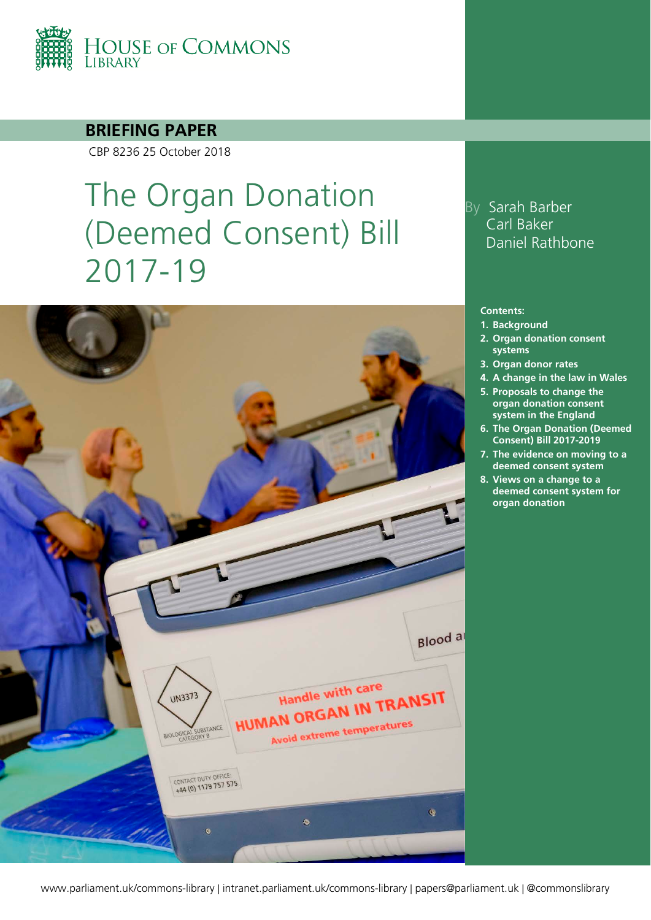House of Commons Library

**BRIEFING PAPER**

CBP 8236 25 October 2018

# The Organ Donation (Deemed Consent) Bill 2017-19

By Sarah Barber
Carl Baker
Daniel Rathbone

**Contents:**

1. **Background**
2. **Organ donation consent systems**
3. **Organ donor rates**
4. **A change in the law in Wales**
5. **Proposals to change the organ donation consent system in the England**
6. **The Organ Donation (Deemed Consent) Bill 2017-2019**
7. **The evidence on moving to a deemed consent system**
8. **Views on a change to a deemed consent system for organ donation**

www.parliament.uk/commons-library | intranet.parliament.uk/commons-library | papers@parliament.uk | @commonslibrary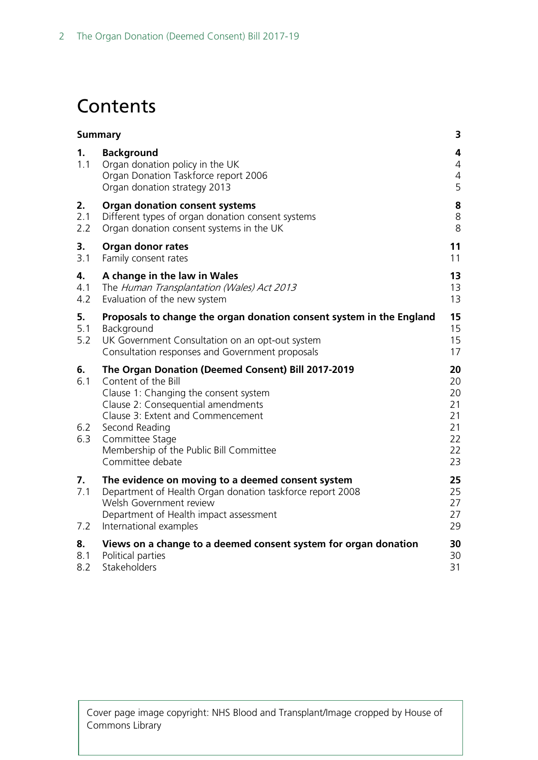# Contents

| | | |
|---|---|---|
| **Summary** | | **3** |
| **1.** | **Background** | **4** |
| 1.1 | Organ donation policy in the UK | 4 |
| | Organ Donation Taskforce report 2006 | 4 |
| | Organ donation strategy 2013 | 5 |
| **2.** | **Organ donation consent systems** | **8** |
| 2.1 | Different types of organ donation consent systems | 8 |
| 2.2 | Organ donation consent systems in the UK | 8 |
| **3.** | **Organ donor rates** | **11** |
| 3.1 | Family consent rates | 11 |
| **4.** | **A change in the law in Wales** | **13** |
| 4.1 | The *Human Transplantation (Wales) Act 2013* | 13 |
| 4.2 | Evaluation of the new system | 13 |
| **5.** | **Proposals to change the organ donation consent system in the England** | **15** |
| 5.1 | Background | 15 |
| 5.2 | UK Government Consultation on an opt-out system | 15 |
| | Consultation responses and Government proposals | 17 |
| **6.** | **The Organ Donation (Deemed Consent) Bill 2017-2019** | **20** |
| 6.1 | Content of the Bill | 20 |
| | Clause 1: Changing the consent system | 20 |
| | Clause 2: Consequential amendments | 21 |
| | Clause 3: Extent and Commencement | 21 |
| 6.2 | Second Reading | 21 |
| 6.3 | Committee Stage | 22 |
| | Membership of the Public Bill Committee | 22 |
| | Committee debate | 23 |
| **7.** | **The evidence on moving to a deemed consent system** | **25** |
| 7.1 | Department of Health Organ donation taskforce report 2008 | 25 |
| | Welsh Government review | 27 |
| | Department of Health impact assessment | 27 |
| 7.2 | International examples | 29 |
| **8.** | **Views on a change to a deemed consent system for organ donation** | **30** |
| 8.1 | Political parties | 30 |
| 8.2 | Stakeholders | 31 |

Cover page image copyright: NHS Blood and Transplant/Image cropped by House of Commons Library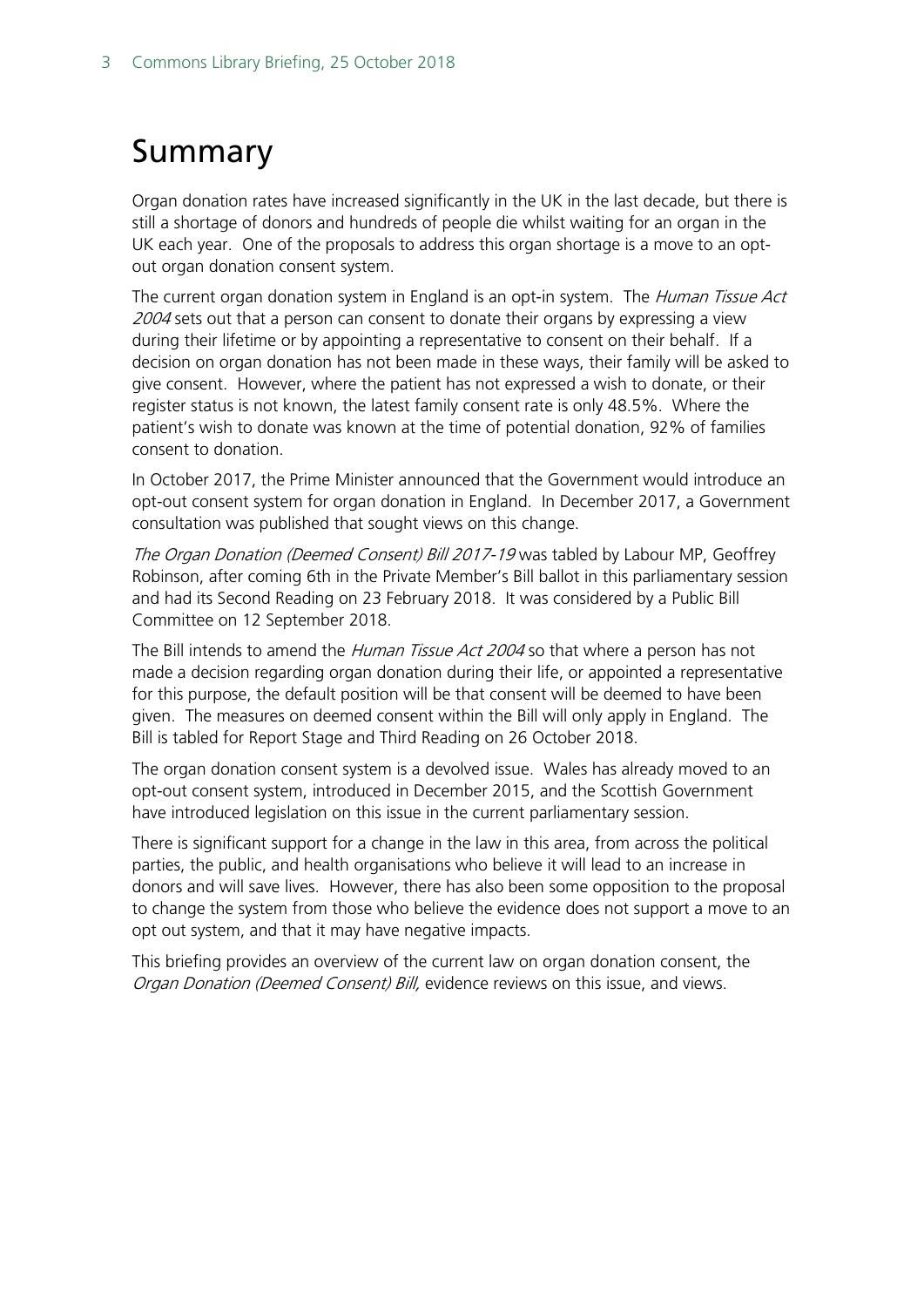# Summary

Organ donation rates have increased significantly in the UK in the last decade, but there is still a shortage of donors and hundreds of people die whilst waiting for an organ in the UK each year. One of the proposals to address this organ shortage is a move to an opt-out organ donation consent system.

The current organ donation system in England is an opt-in system. The *Human Tissue Act 2004* sets out that a person can consent to donate their organs by expressing a view during their lifetime or by appointing a representative to consent on their behalf. If a decision on organ donation has not been made in these ways, their family will be asked to give consent. However, where the patient has not expressed a wish to donate, or their register status is not known, the latest family consent rate is only 48.5%. Where the patient's wish to donate was known at the time of potential donation, 92% of families consent to donation.

In October 2017, the Prime Minister announced that the Government would introduce an opt-out consent system for organ donation in England. In December 2017, a Government consultation was published that sought views on this change.

*The Organ Donation (Deemed Consent) Bill 2017-19* was tabled by Labour MP, Geoffrey Robinson, after coming 6th in the Private Member's Bill ballot in this parliamentary session and had its Second Reading on 23 February 2018. It was considered by a Public Bill Committee on 12 September 2018.

The Bill intends to amend the *Human Tissue Act 2004* so that where a person has not made a decision regarding organ donation during their life, or appointed a representative for this purpose, the default position will be that consent will be deemed to have been given. The measures on deemed consent within the Bill will only apply in England. The Bill is tabled for Report Stage and Third Reading on 26 October 2018.

The organ donation consent system is a devolved issue. Wales has already moved to an opt-out consent system, introduced in December 2015, and the Scottish Government have introduced legislation on this issue in the current parliamentary session.

There is significant support for a change in the law in this area, from across the political parties, the public, and health organisations who believe it will lead to an increase in donors and will save lives. However, there has also been some opposition to the proposal to change the system from those who believe the evidence does not support a move to an opt out system, and that it may have negative impacts.

This briefing provides an overview of the current law on organ donation consent, the *Organ Donation (Deemed Consent) Bill,* evidence reviews on this issue, and views.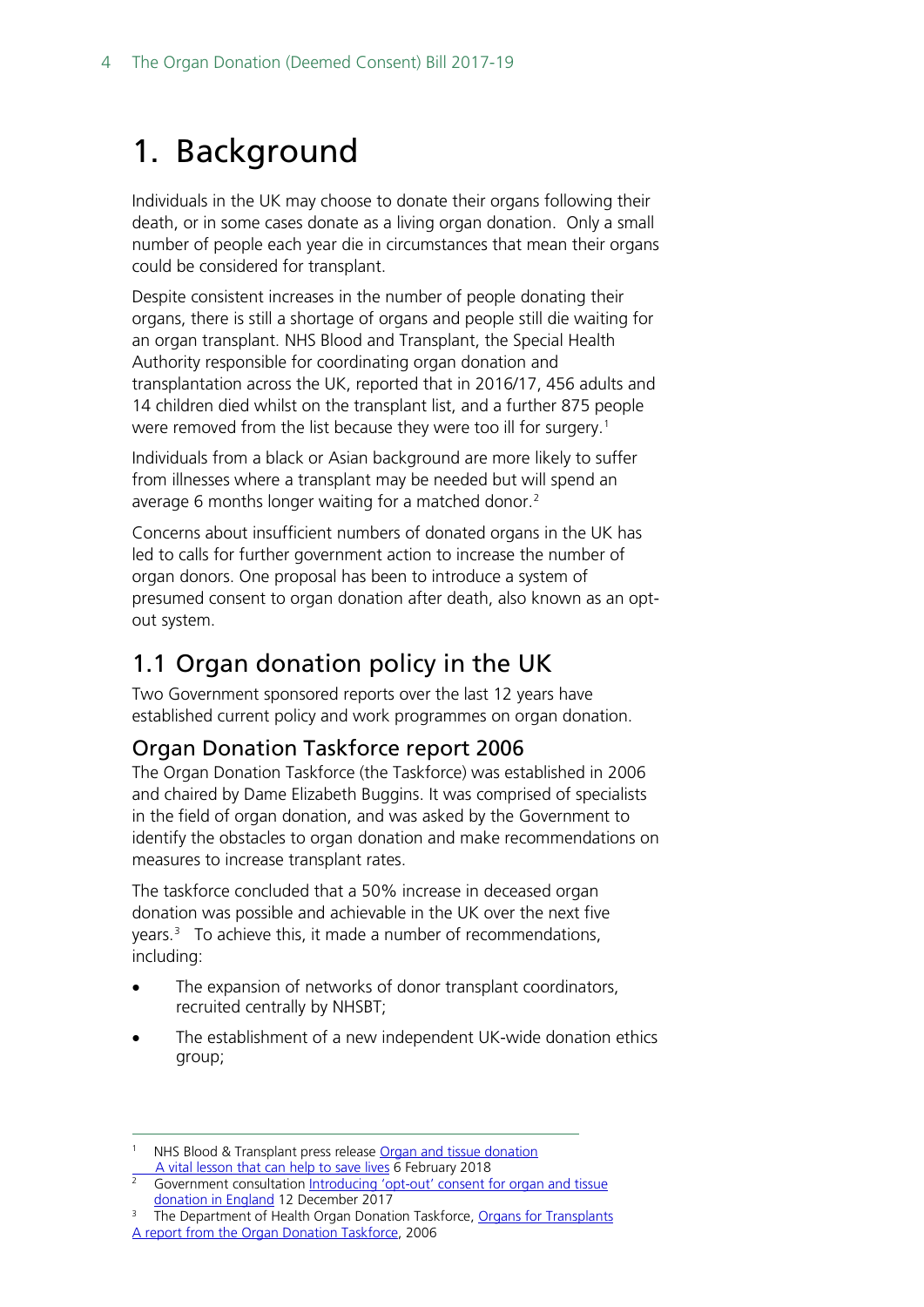# 1. Background

Individuals in the UK may choose to donate their organs following their death, or in some cases donate as a living organ donation. Only a small number of people each year die in circumstances that mean their organs could be considered for transplant.

Despite consistent increases in the number of people donating their organs, there is still a shortage of organs and people still die waiting for an organ transplant. NHS Blood and Transplant, the Special Health Authority responsible for coordinating organ donation and transplantation across the UK, reported that in 2016/17, 456 adults and 14 children died whilst on the transplant list, and a further 875 people were removed from the list because they were too ill for surgery.[1]

Individuals from a black or Asian background are more likely to suffer from illnesses where a transplant may be needed but will spend an average 6 months longer waiting for a matched donor.[2]

Concerns about insufficient numbers of donated organs in the UK has led to calls for further government action to increase the number of organ donors. One proposal has been to introduce a system of presumed consent to organ donation after death, also known as an opt-out system.

## 1.1 Organ donation policy in the UK

Two Government sponsored reports over the last 12 years have established current policy and work programmes on organ donation.

### Organ Donation Taskforce report 2006

The Organ Donation Taskforce (the Taskforce) was established in 2006 and chaired by Dame Elizabeth Buggins. It was comprised of specialists in the field of organ donation, and was asked by the Government to identify the obstacles to organ donation and make recommendations on measures to increase transplant rates.

The taskforce concluded that a 50% increase in deceased organ donation was possible and achievable in the UK over the next five years.[3] To achieve this, it made a number of recommendations, including:

- The expansion of networks of donor transplant coordinators, recruited centrally by NHSBT;
- The establishment of a new independent UK-wide donation ethics group;

---

1 NHS Blood & Transplant press release Organ and tissue donation A vital lesson that can help to save lives 6 February 2018

2 Government consultation Introducing 'opt-out' consent for organ and tissue donation in England 12 December 2017

3 The Department of Health Organ Donation Taskforce, Organs for Transplants A report from the Organ Donation Taskforce, 2006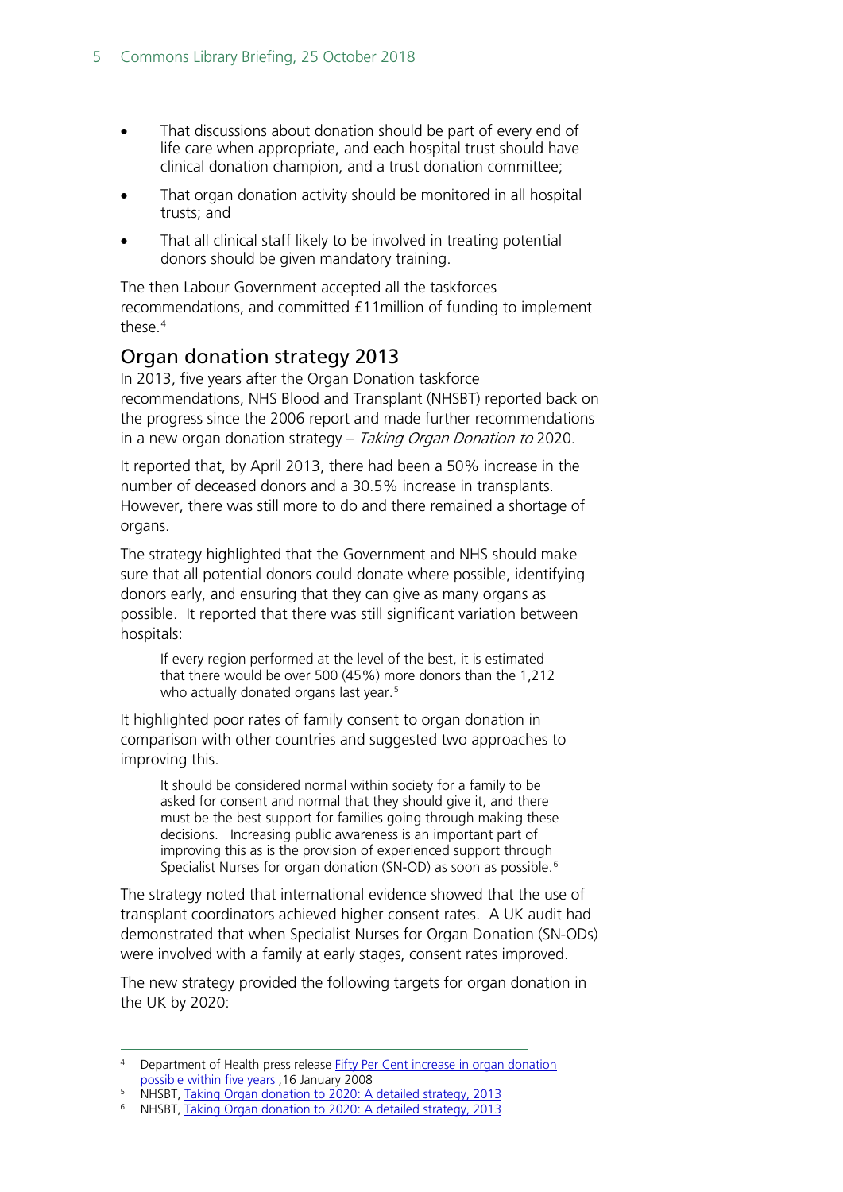- That discussions about donation should be part of every end of life care when appropriate, and each hospital trust should have clinical donation champion, and a trust donation committee;
- That organ donation activity should be monitored in all hospital trusts; and
- That all clinical staff likely to be involved in treating potential donors should be given mandatory training.

The then Labour Government accepted all the taskforces recommendations, and committed £11million of funding to implement these.[4]

## Organ donation strategy 2013

In 2013, five years after the Organ Donation taskforce recommendations, NHS Blood and Transplant (NHSBT) reported back on the progress since the 2006 report and made further recommendations in a new organ donation strategy – *Taking Organ Donation to* 2020.

It reported that, by April 2013, there had been a 50% increase in the number of deceased donors and a 30.5% increase in transplants. However, there was still more to do and there remained a shortage of organs.

The strategy highlighted that the Government and NHS should make sure that all potential donors could donate where possible, identifying donors early, and ensuring that they can give as many organs as possible. It reported that there was still significant variation between hospitals:

> If every region performed at the level of the best, it is estimated that there would be over 500 (45%) more donors than the 1,212 who actually donated organs last year.[5]

It highlighted poor rates of family consent to organ donation in comparison with other countries and suggested two approaches to improving this.

> It should be considered normal within society for a family to be asked for consent and normal that they should give it, and there must be the best support for families going through making these decisions. Increasing public awareness is an important part of improving this as is the provision of experienced support through Specialist Nurses for organ donation (SN-OD) as soon as possible.[6]

The strategy noted that international evidence showed that the use of transplant coordinators achieved higher consent rates. A UK audit had demonstrated that when Specialist Nurses for Organ Donation (SN-ODs) were involved with a family at early stages, consent rates improved.

The new strategy provided the following targets for organ donation in the UK by 2020:

---

[4] Department of Health press release Fifty Per Cent increase in organ donation possible within five years ,16 January 2008

[5] NHSBT, Taking Organ donation to 2020: A detailed strategy, 2013

[6] NHSBT, Taking Organ donation to 2020: A detailed strategy, 2013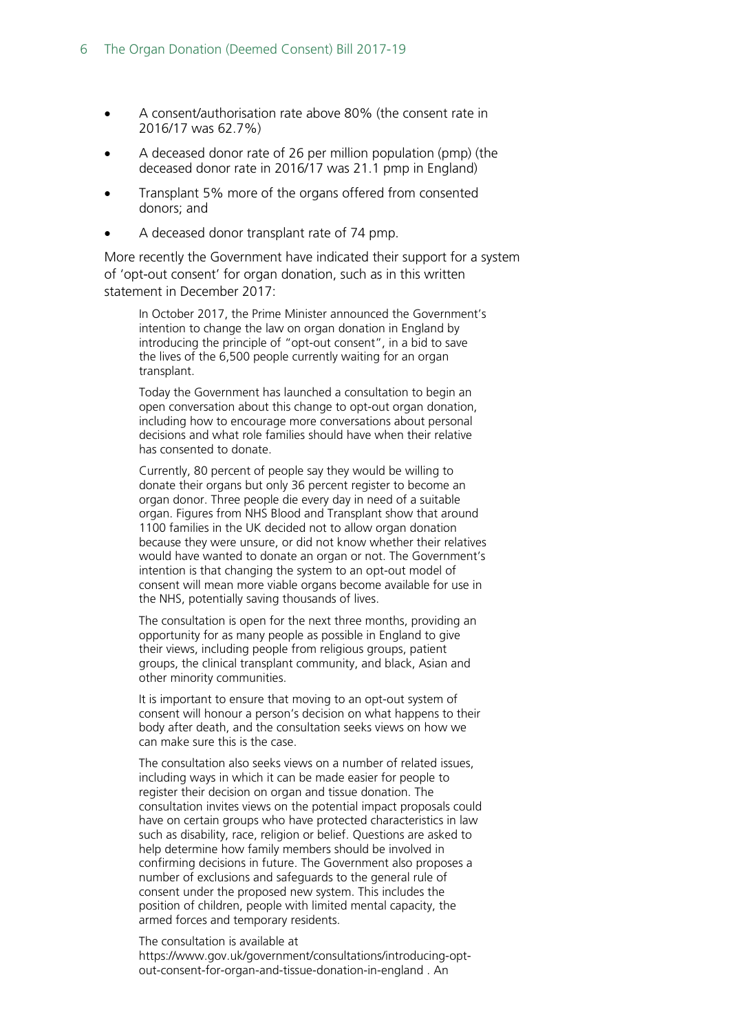- A consent/authorisation rate above 80% (the consent rate in 2016/17 was 62.7%)
- A deceased donor rate of 26 per million population (pmp) (the deceased donor rate in 2016/17 was 21.1 pmp in England)
- Transplant 5% more of the organs offered from consented donors; and
- A deceased donor transplant rate of 74 pmp.

More recently the Government have indicated their support for a system of 'opt-out consent' for organ donation, such as in this written statement in December 2017:

> In October 2017, the Prime Minister announced the Government's intention to change the law on organ donation in England by introducing the principle of "opt-out consent", in a bid to save the lives of the 6,500 people currently waiting for an organ transplant.
>
> Today the Government has launched a consultation to begin an open conversation about this change to opt-out organ donation, including how to encourage more conversations about personal decisions and what role families should have when their relative has consented to donate.
>
> Currently, 80 percent of people say they would be willing to donate their organs but only 36 percent register to become an organ donor. Three people die every day in need of a suitable organ. Figures from NHS Blood and Transplant show that around 1100 families in the UK decided not to allow organ donation because they were unsure, or did not know whether their relatives would have wanted to donate an organ or not. The Government's intention is that changing the system to an opt-out model of consent will mean more viable organs become available for use in the NHS, potentially saving thousands of lives.
>
> The consultation is open for the next three months, providing an opportunity for as many people as possible in England to give their views, including people from religious groups, patient groups, the clinical transplant community, and black, Asian and other minority communities.
>
> It is important to ensure that moving to an opt-out system of consent will honour a person's decision on what happens to their body after death, and the consultation seeks views on how we can make sure this is the case.
>
> The consultation also seeks views on a number of related issues, including ways in which it can be made easier for people to register their decision on organ and tissue donation. The consultation invites views on the potential impact proposals could have on certain groups who have protected characteristics in law such as disability, race, religion or belief. Questions are asked to help determine how family members should be involved in confirming decisions in future. The Government also proposes a number of exclusions and safeguards to the general rule of consent under the proposed new system. This includes the position of children, people with limited mental capacity, the armed forces and temporary residents.
>
> The consultation is available at https://www.gov.uk/government/consultations/introducing-opt-out-consent-for-organ-and-tissue-donation-in-england . An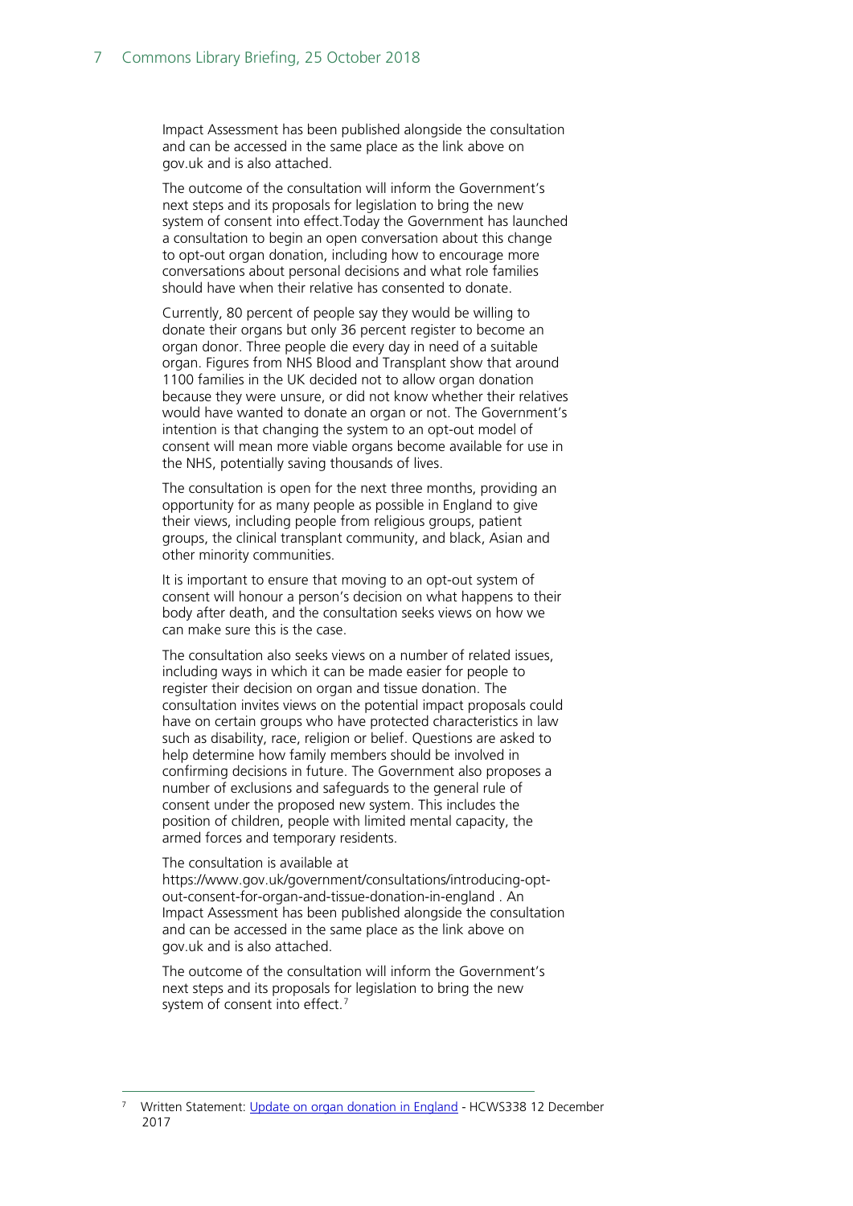Impact Assessment has been published alongside the consultation and can be accessed in the same place as the link above on gov.uk and is also attached.

The outcome of the consultation will inform the Government's next steps and its proposals for legislation to bring the new system of consent into effect.Today the Government has launched a consultation to begin an open conversation about this change to opt-out organ donation, including how to encourage more conversations about personal decisions and what role families should have when their relative has consented to donate.

Currently, 80 percent of people say they would be willing to donate their organs but only 36 percent register to become an organ donor. Three people die every day in need of a suitable organ. Figures from NHS Blood and Transplant show that around 1100 families in the UK decided not to allow organ donation because they were unsure, or did not know whether their relatives would have wanted to donate an organ or not. The Government's intention is that changing the system to an opt-out model of consent will mean more viable organs become available for use in the NHS, potentially saving thousands of lives.

The consultation is open for the next three months, providing an opportunity for as many people as possible in England to give their views, including people from religious groups, patient groups, the clinical transplant community, and black, Asian and other minority communities.

It is important to ensure that moving to an opt-out system of consent will honour a person's decision on what happens to their body after death, and the consultation seeks views on how we can make sure this is the case.

The consultation also seeks views on a number of related issues, including ways in which it can be made easier for people to register their decision on organ and tissue donation. The consultation invites views on the potential impact proposals could have on certain groups who have protected characteristics in law such as disability, race, religion or belief. Questions are asked to help determine how family members should be involved in confirming decisions in future. The Government also proposes a number of exclusions and safeguards to the general rule of consent under the proposed new system. This includes the position of children, people with limited mental capacity, the armed forces and temporary residents.

The consultation is available at https://www.gov.uk/government/consultations/introducing-opt-out-consent-for-organ-and-tissue-donation-in-england . An Impact Assessment has been published alongside the consultation and can be accessed in the same place as the link above on gov.uk and is also attached.

The outcome of the consultation will inform the Government's next steps and its proposals for legislation to bring the new system of consent into effect.[7]

---

[7] Written Statement: Update on organ donation in England - HCWS338 12 December 2017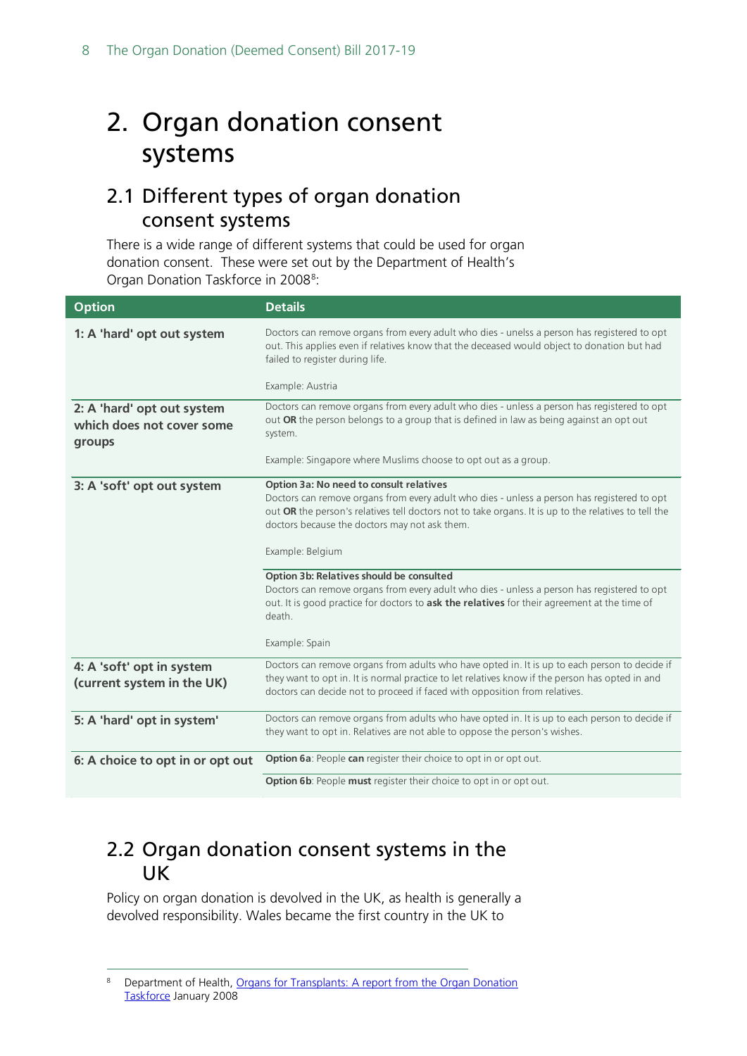# 2. Organ donation consent systems

## 2.1 Different types of organ donation consent systems

There is a wide range of different systems that could be used for organ donation consent. These were set out by the Department of Health's Organ Donation Taskforce in 2008[8]:

| Option | Details |
|---|---|
| **1: A 'hard' opt out system** | Doctors can remove organs from every adult who dies - unelss a person has registered to opt out. This applies even if relatives know that the deceased would object to donation but had failed to register during life.<br><br>Example: Austria |
| **2: A 'hard' opt out system which does not cover some groups** | Doctors can remove organs from every adult who dies - unless a person has registered to opt out **OR** the person belongs to a group that is defined in law as being against an opt out system.<br><br>Example: Singapore where Muslims choose to opt out as a group. |
| **3: A 'soft' opt out system** | **Option 3a: No need to consult relatives**<br>Doctors can remove organs from every adult who dies - unless a person has registered to opt out **OR** the person's relatives tell doctors not to take organs. It is up to the relatives to tell the doctors because the doctors may not ask them.<br><br>Example: Belgium |
| | **Option 3b: Relatives should be consulted**<br>Doctors can remove organs from every adult who dies - unless a person has registered to opt out. It is good practice for doctors to **ask the relatives** for their agreement at the time of death.<br><br>Example: Spain |
| **4: A 'soft' opt in system (current system in the UK)** | Doctors can remove organs from adults who have opted in. It is up to each person to decide if they want to opt in. It is normal practice to let relatives know if the person has opted in and doctors can decide not to proceed if faced with opposition from relatives. |
| **5: A 'hard' opt in system'** | Doctors can remove organs from adults who have opted in. It is up to each person to decide if they want to opt in. Relatives are not able to oppose the person's wishes. |
| **6: A choice to opt in or opt out** | **Option 6a**: People **can** register their choice to opt in or opt out. |
| | **Option 6b**: People **must** register their choice to opt in or opt out. |

## 2.2 Organ donation consent systems in the UK

Policy on organ donation is devolved in the UK, as health is generally a devolved responsibility. Wales became the first country in the UK to

[8] Department of Health, Organs for Transplants: A report from the Organ Donation Taskforce January 2008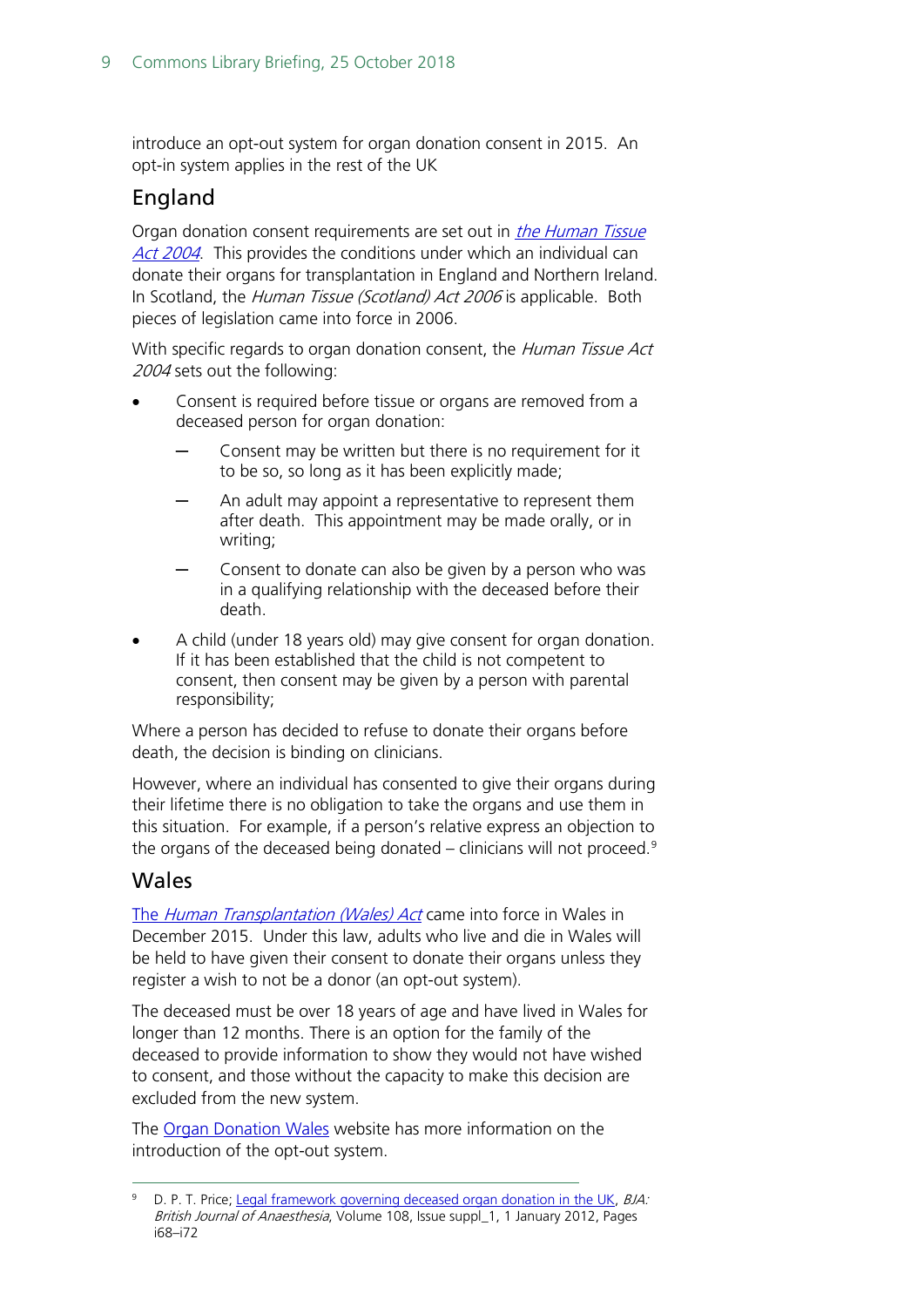introduce an opt-out system for organ donation consent in 2015. An opt-in system applies in the rest of the UK

## England

Organ donation consent requirements are set out in *the Human Tissue Act 2004*. This provides the conditions under which an individual can donate their organs for transplantation in England and Northern Ireland. In Scotland, the *Human Tissue (Scotland) Act 2006* is applicable. Both pieces of legislation came into force in 2006.

With specific regards to organ donation consent, the *Human Tissue Act 2004* sets out the following:

- Consent is required before tissue or organs are removed from a deceased person for organ donation:
  - Consent may be written but there is no requirement for it to be so, so long as it has been explicitly made;
  - An adult may appoint a representative to represent them after death. This appointment may be made orally, or in writing;
  - Consent to donate can also be given by a person who was in a qualifying relationship with the deceased before their death.
- A child (under 18 years old) may give consent for organ donation. If it has been established that the child is not competent to consent, then consent may be given by a person with parental responsibility;

Where a person has decided to refuse to donate their organs before death, the decision is binding on clinicians.

However, where an individual has consented to give their organs during their lifetime there is no obligation to take the organs and use them in this situation. For example, if a person's relative express an objection to the organs of the deceased being donated – clinicians will not proceed.[9]

## Wales

The *Human Transplantation (Wales) Act* came into force in Wales in December 2015. Under this law, adults who live and die in Wales will be held to have given their consent to donate their organs unless they register a wish to not be a donor (an opt-out system).

The deceased must be over 18 years of age and have lived in Wales for longer than 12 months. There is an option for the family of the deceased to provide information to show they would not have wished to consent, and those without the capacity to make this decision are excluded from the new system.

The Organ Donation Wales website has more information on the introduction of the opt-out system.

---

[9] D. P. T. Price; Legal framework governing deceased organ donation in the UK, *BJA: British Journal of Anaesthesia*, Volume 108, Issue suppl_1, 1 January 2012, Pages i68–i72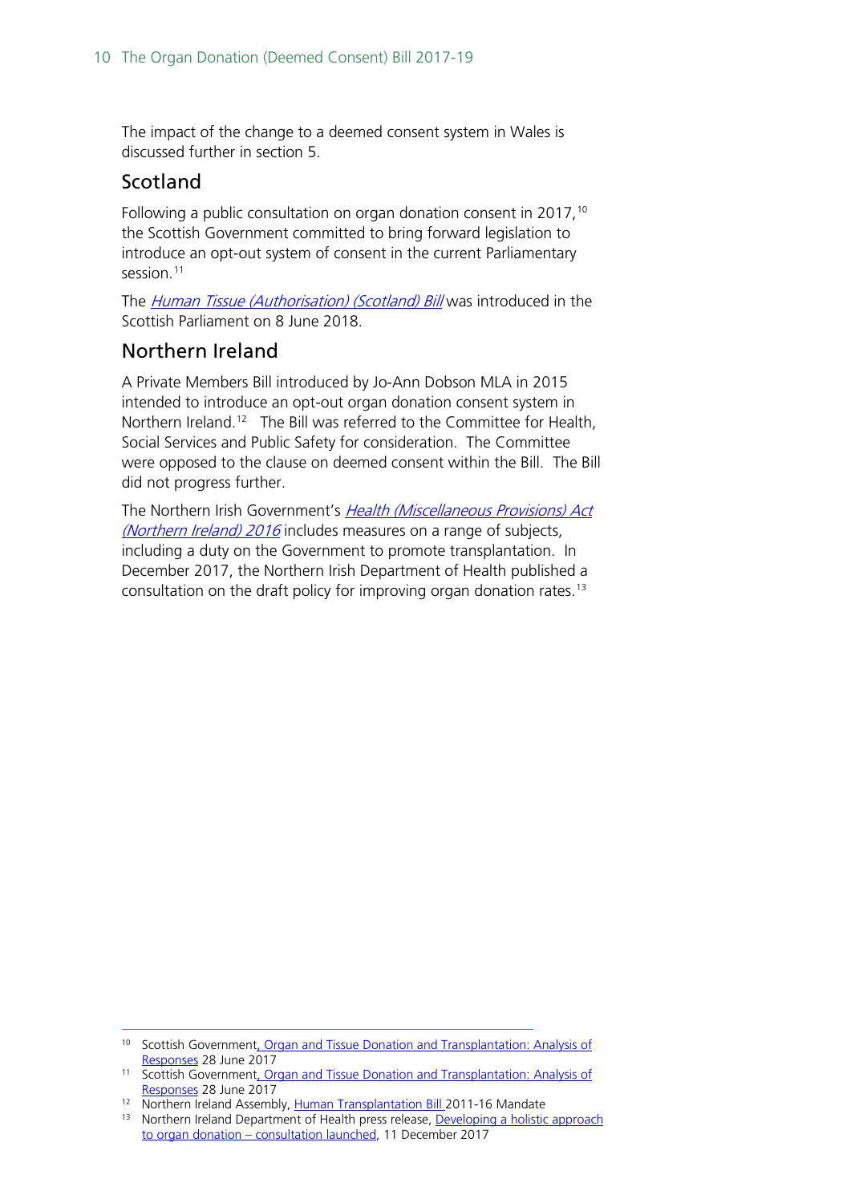The impact of the change to a deemed consent system in Wales is discussed further in section 5.

## Scotland

Following a public consultation on organ donation consent in 2017,[10] the Scottish Government committed to bring forward legislation to introduce an opt-out system of consent in the current Parliamentary session.[11]

The *Human Tissue (Authorisation) (Scotland) Bill* was introduced in the Scottish Parliament on 8 June 2018.

## Northern Ireland

A Private Members Bill introduced by Jo-Ann Dobson MLA in 2015 intended to introduce an opt-out organ donation consent system in Northern Ireland.[12] The Bill was referred to the Committee for Health, Social Services and Public Safety for consideration. The Committee were opposed to the clause on deemed consent within the Bill. The Bill did not progress further.

The Northern Irish Government's *Health (Miscellaneous Provisions) Act (Northern Ireland) 2016* includes measures on a range of subjects, including a duty on the Government to promote transplantation. In December 2017, the Northern Irish Department of Health published a consultation on the draft policy for improving organ donation rates.[13]

---

[10] Scottish Government, Organ and Tissue Donation and Transplantation: Analysis of Responses 28 June 2017

[11] Scottish Government, Organ and Tissue Donation and Transplantation: Analysis of Responses 28 June 2017

[12] Northern Ireland Assembly, Human Transplantation Bill 2011-16 Mandate

[13] Northern Ireland Department of Health press release, Developing a holistic approach to organ donation – consultation launched, 11 December 2017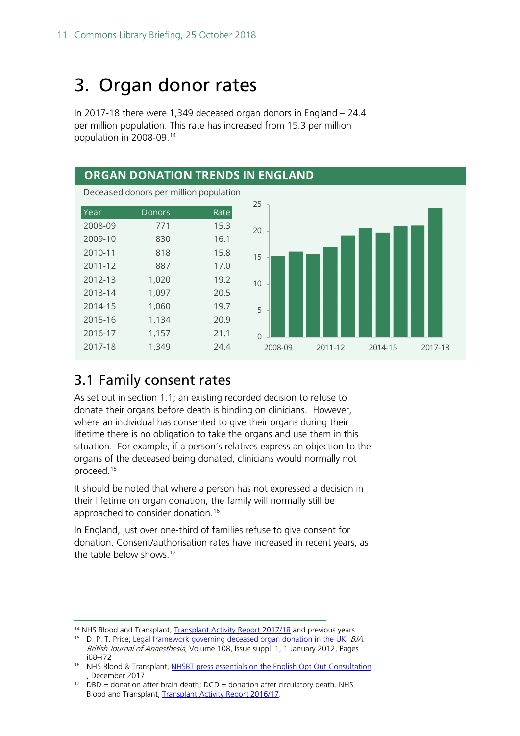# 3. Organ donor rates

In 2017-18 there were 1,349 deceased organ donors in England – 24.4 per million population. This rate has increased from 15.3 per million population in 2008-09.[14]

**ORGAN DONATION TRENDS IN ENGLAND**

Deceased donors per million population

| Year | Donors | Rate |
|---|---|---|
| 2008-09 | 771 | 15.3 |
| 2009-10 | 830 | 16.1 |
| 2010-11 | 818 | 15.8 |
| 2011-12 | 887 | 17.0 |
| 2012-13 | 1,020 | 19.2 |
| 2013-14 | 1,097 | 20.5 |
| 2014-15 | 1,060 | 19.7 |
| 2015-16 | 1,134 | 20.9 |
| 2016-17 | 1,157 | 21.1 |
| 2017-18 | 1,349 | 24.4 |

## 3.1 Family consent rates

As set out in section 1.1; an existing recorded decision to refuse to donate their organs before death is binding on clinicians. However, where an individual has consented to give their organs during their lifetime there is no obligation to take the organs and use them in this situation. For example, if a person's relatives express an objection to the organs of the deceased being donated, clinicians would normally not proceed.[15]

It should be noted that where a person has not expressed a decision in their lifetime on organ donation, the family will normally still be approached to consider donation.[16]

In England, just over one-third of families refuse to give consent for donation. Consent/authorisation rates have increased in recent years, as the table below shows.[17]

---

[14] NHS Blood and Transplant, Transplant Activity Report 2017/18 and previous years

[15] D. P. T. Price; Legal framework governing deceased organ donation in the UK, *BJA: British Journal of Anaesthesia*, Volume 108, Issue suppl_1, 1 January 2012, Pages i68–i72

[16] NHS Blood & Transplant, NHSBT press essentials on the English Opt Out Consultation , December 2017

[17] DBD = donation after brain death; DCD = donation after circulatory death. NHS Blood and Transplant, Transplant Activity Report 2016/17.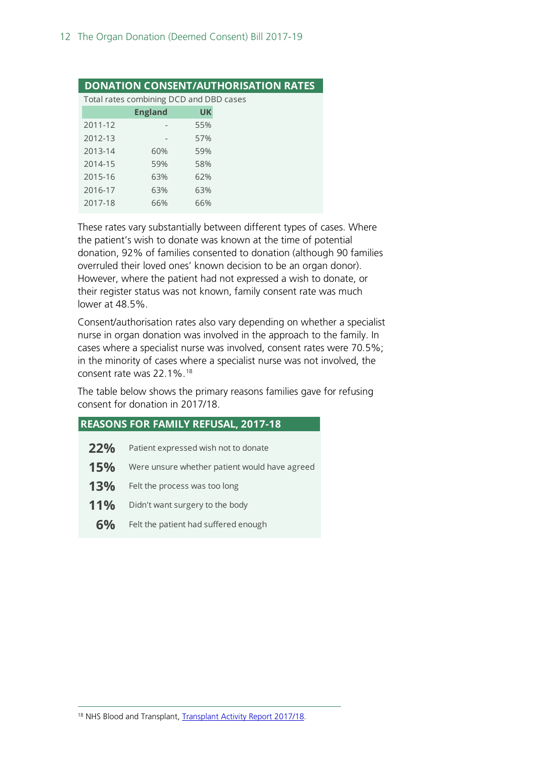**DONATION CONSENT/AUTHORISATION RATES**

Total rates combining DCD and DBD cases

| | England | UK |
|---|---|---|
| 2011-12 | - | 55% |
| 2012-13 | - | 57% |
| 2013-14 | 60% | 59% |
| 2014-15 | 59% | 58% |
| 2015-16 | 63% | 62% |
| 2016-17 | 63% | 63% |
| 2017-18 | 66% | 66% |

These rates vary substantially between different types of cases. Where the patient's wish to donate was known at the time of potential donation, 92% of families consented to donation (although 90 families overruled their loved ones' known decision to be an organ donor). However, where the patient had not expressed a wish to donate, or their register status was not known, family consent rate was much lower at 48.5%.

Consent/authorisation rates also vary depending on whether a specialist nurse in organ donation was involved in the approach to the family. In cases where a specialist nurse was involved, consent rates were 70.5%; in the minority of cases where a specialist nurse was not involved, the consent rate was 22.1%.[18]

The table below shows the primary reasons families gave for refusing consent for donation in 2017/18.

**REASONS FOR FAMILY REFUSAL, 2017-18**

| | |
|---|---|
| **22%** | Patient expressed wish not to donate |
| **15%** | Were unsure whether patient would have agreed |
| **13%** | Felt the process was too long |
| **11%** | Didn't want surgery to the body |
| **6%** | Felt the patient had suffered enough |

[18] NHS Blood and Transplant, Transplant Activity Report 2017/18.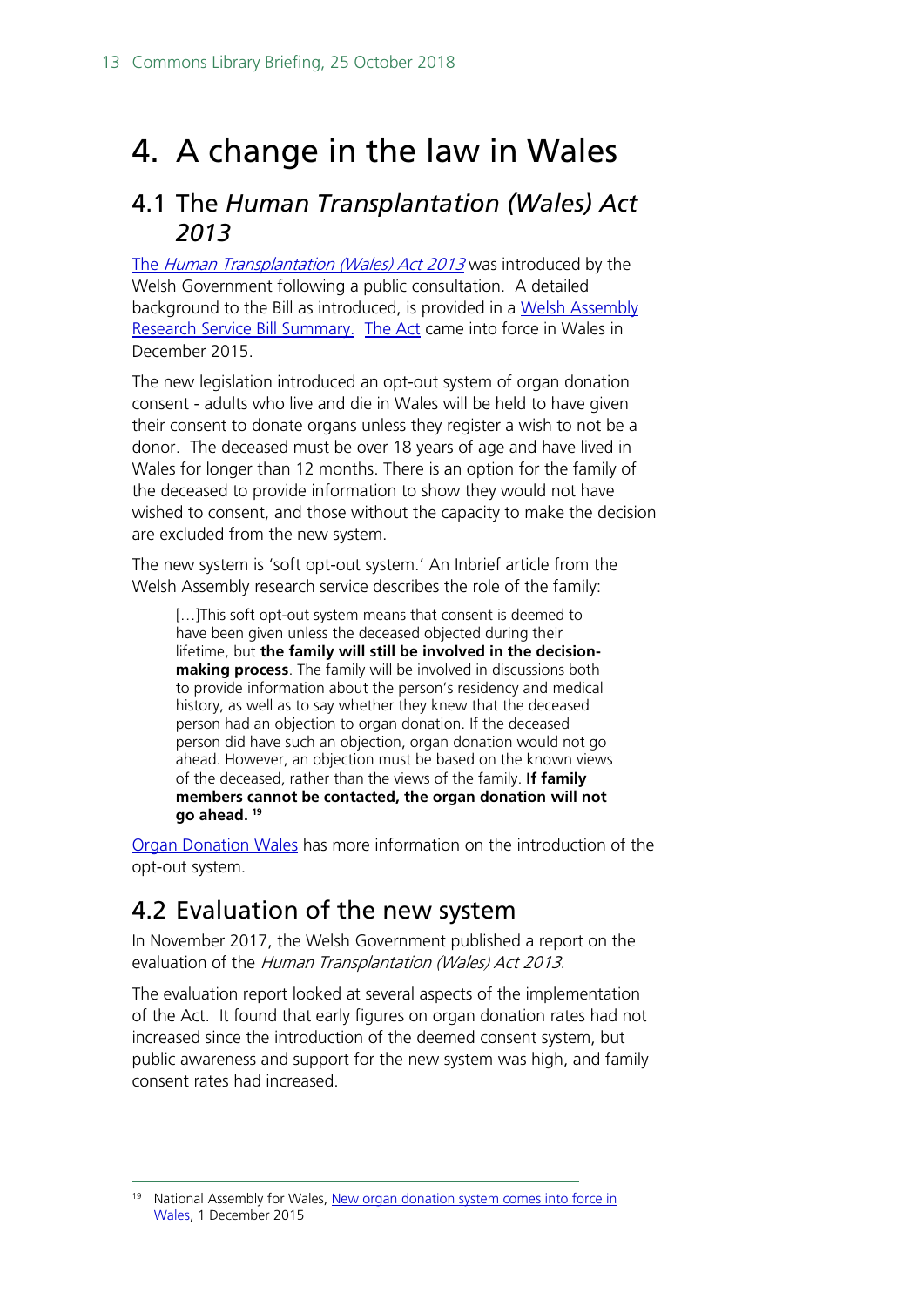# 4. A change in the law in Wales

## 4.1 The *Human Transplantation (Wales) Act 2013*

The *Human Transplantation (Wales) Act 2013* was introduced by the Welsh Government following a public consultation. A detailed background to the Bill as introduced, is provided in a Welsh Assembly Research Service Bill Summary. The Act came into force in Wales in December 2015.

The new legislation introduced an opt-out system of organ donation consent - adults who live and die in Wales will be held to have given their consent to donate organs unless they register a wish to not be a donor. The deceased must be over 18 years of age and have lived in Wales for longer than 12 months. There is an option for the family of the deceased to provide information to show they would not have wished to consent, and those without the capacity to make the decision are excluded from the new system.

The new system is 'soft opt-out system.' An Inbrief article from the Welsh Assembly research service describes the role of the family:

> […]This soft opt-out system means that consent is deemed to have been given unless the deceased objected during their lifetime, but **the family will still be involved in the decision-making process**. The family will be involved in discussions both to provide information about the person's residency and medical history, as well as to say whether they knew that the deceased person had an objection to organ donation. If the deceased person did have such an objection, organ donation would not go ahead. However, an objection must be based on the known views of the deceased, rather than the views of the family. **If family members cannot be contacted, the organ donation will not go ahead.** [19]

Organ Donation Wales has more information on the introduction of the opt-out system.

## 4.2 Evaluation of the new system

In November 2017, the Welsh Government published a report on the evaluation of the *Human Transplantation (Wales) Act 2013*.

The evaluation report looked at several aspects of the implementation of the Act. It found that early figures on organ donation rates had not increased since the introduction of the deemed consent system, but public awareness and support for the new system was high, and family consent rates had increased.

---

[19] National Assembly for Wales, New organ donation system comes into force in Wales, 1 December 2015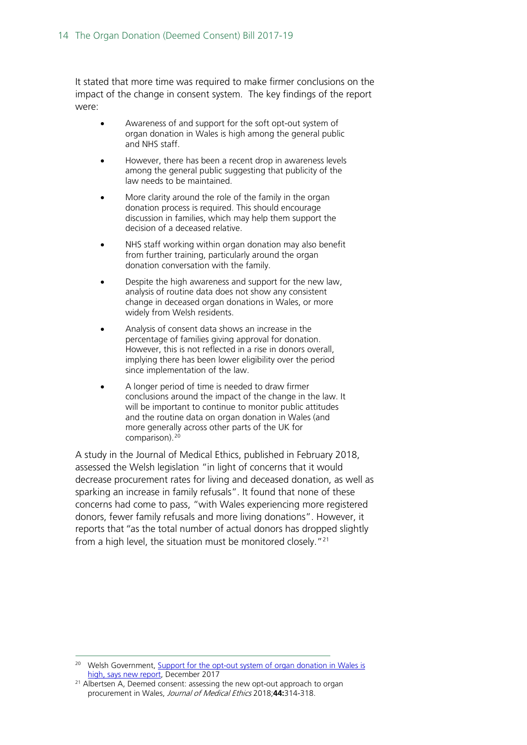It stated that more time was required to make firmer conclusions on the impact of the change in consent system. The key findings of the report were:

- Awareness of and support for the soft opt-out system of organ donation in Wales is high among the general public and NHS staff.
- However, there has been a recent drop in awareness levels among the general public suggesting that publicity of the law needs to be maintained.
- More clarity around the role of the family in the organ donation process is required. This should encourage discussion in families, which may help them support the decision of a deceased relative.
- NHS staff working within organ donation may also benefit from further training, particularly around the organ donation conversation with the family.
- Despite the high awareness and support for the new law, analysis of routine data does not show any consistent change in deceased organ donations in Wales, or more widely from Welsh residents.
- Analysis of consent data shows an increase in the percentage of families giving approval for donation. However, this is not reflected in a rise in donors overall, implying there has been lower eligibility over the period since implementation of the law.
- A longer period of time is needed to draw firmer conclusions around the impact of the change in the law. It will be important to continue to monitor public attitudes and the routine data on organ donation in Wales (and more generally across other parts of the UK for comparison).[20]

A study in the Journal of Medical Ethics, published in February 2018, assessed the Welsh legislation "in light of concerns that it would decrease procurement rates for living and deceased donation, as well as sparking an increase in family refusals". It found that none of these concerns had come to pass, "with Wales experiencing more registered donors, fewer family refusals and more living donations". However, it reports that "as the total number of actual donors has dropped slightly from a high level, the situation must be monitored closely."[21]

---

[20] Welsh Government, [Support for the opt-out system of organ donation in Wales is high, says new report](), December 2017

[21] Albertsen A, Deemed consent: assessing the new opt-out approach to organ procurement in Wales, *Journal of Medical Ethics* 2018;**44:**314-318.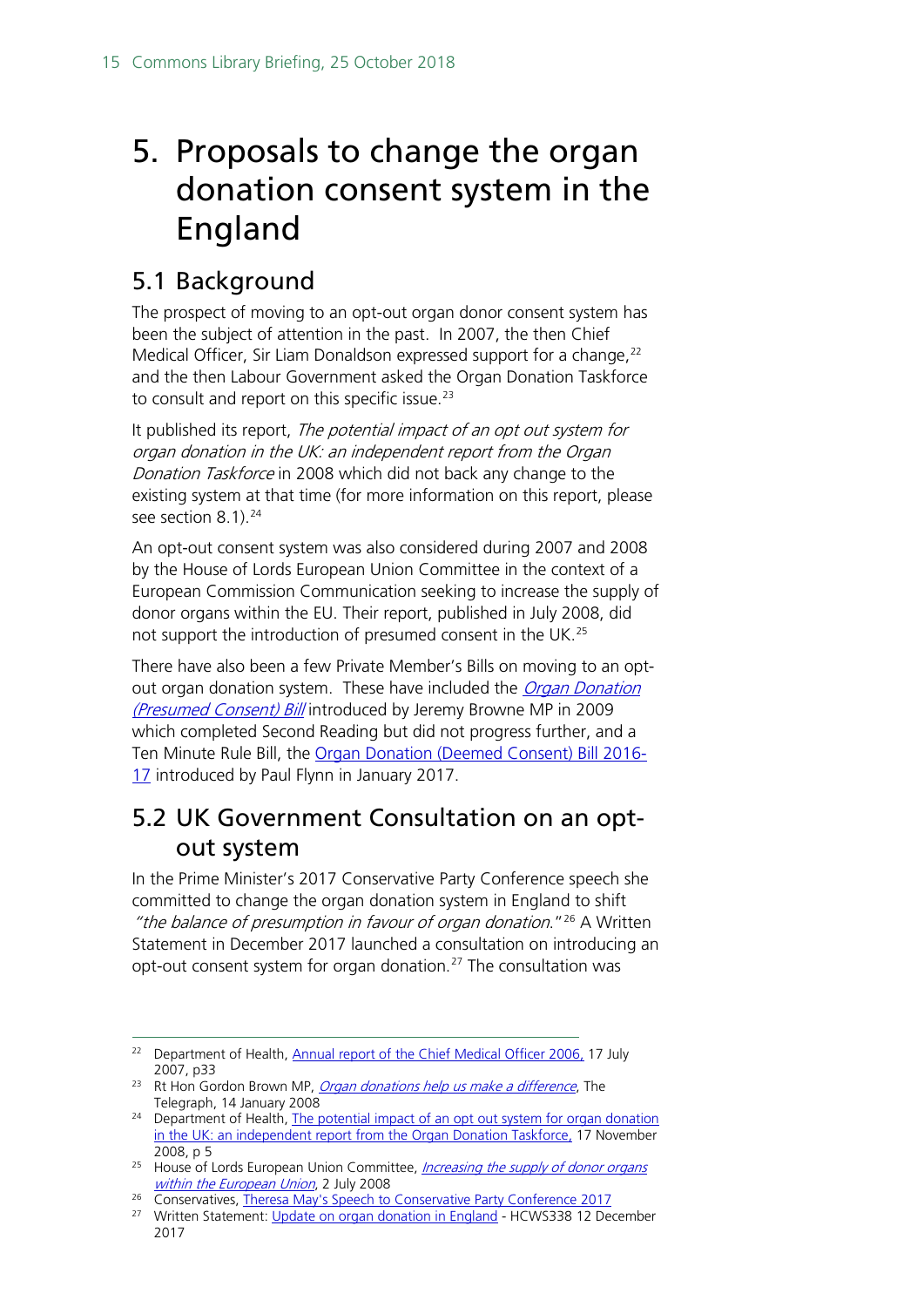# 5. Proposals to change the organ donation consent system in the England

## 5.1 Background

The prospect of moving to an opt-out organ donor consent system has been the subject of attention in the past. In 2007, the then Chief Medical Officer, Sir Liam Donaldson expressed support for a change,[22] and the then Labour Government asked the Organ Donation Taskforce to consult and report on this specific issue.[23]

It published its report, *The potential impact of an opt out system for organ donation in the UK: an independent report from the Organ Donation Taskforce* in 2008 which did not back any change to the existing system at that time (for more information on this report, please see section 8.1).[24]

An opt-out consent system was also considered during 2007 and 2008 by the House of Lords European Union Committee in the context of a European Commission Communication seeking to increase the supply of donor organs within the EU. Their report, published in July 2008, did not support the introduction of presumed consent in the UK.[25]

There have also been a few Private Member's Bills on moving to an opt-out organ donation system. These have included the *Organ Donation (Presumed Consent) Bill* introduced by Jeremy Browne MP in 2009 which completed Second Reading but did not progress further, and a Ten Minute Rule Bill, the Organ Donation (Deemed Consent) Bill 2016-17 introduced by Paul Flynn in January 2017.

## 5.2 UK Government Consultation on an opt-out system

In the Prime Minister's 2017 Conservative Party Conference speech she committed to change the organ donation system in England to shift *"the balance of presumption in favour of organ donation."*[26] A Written Statement in December 2017 launched a consultation on introducing an opt-out consent system for organ donation.[27] The consultation was

---

[22] Department of Health, Annual report of the Chief Medical Officer 2006, 17 July 2007, p33

[23] Rt Hon Gordon Brown MP, *Organ donations help us make a difference*, The Telegraph, 14 January 2008

[24] Department of Health, The potential impact of an opt out system for organ donation in the UK: an independent report from the Organ Donation Taskforce, 17 November 2008, p 5

[25] House of Lords European Union Committee, *Increasing the supply of donor organs within the European Union*, 2 July 2008

[26] Conservatives, Theresa May's Speech to Conservative Party Conference 2017

[27] Written Statement: Update on organ donation in England - HCWS338 12 December 2017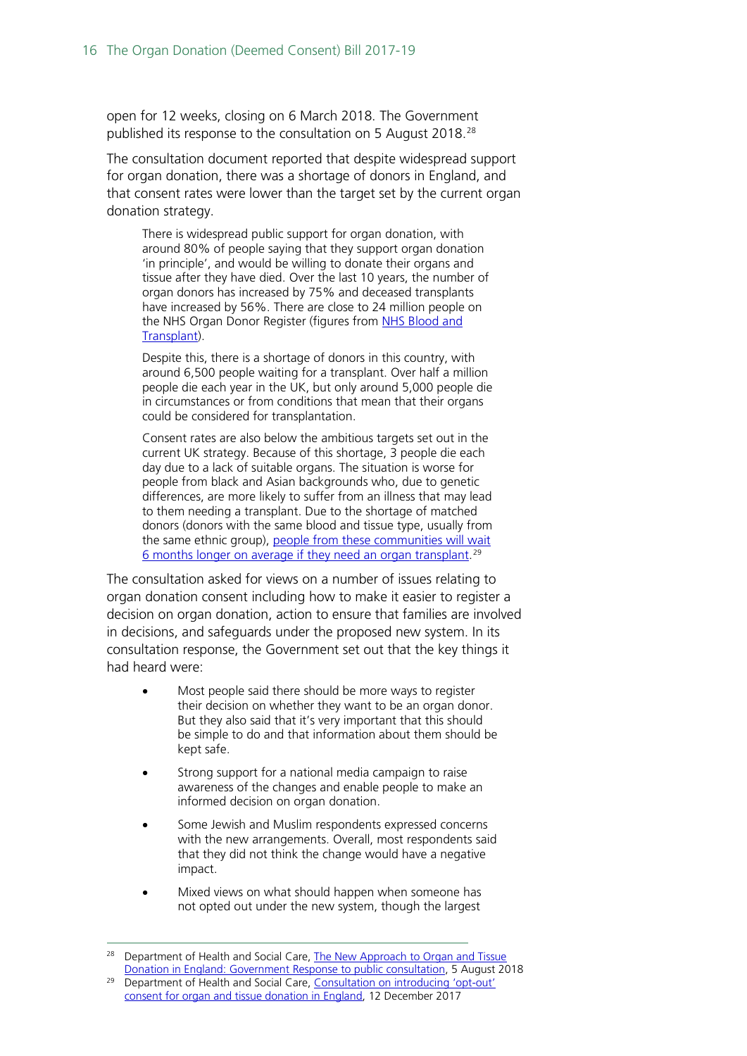open for 12 weeks, closing on 6 March 2018. The Government published its response to the consultation on 5 August 2018.[28]

The consultation document reported that despite widespread support for organ donation, there was a shortage of donors in England, and that consent rates were lower than the target set by the current organ donation strategy.

> There is widespread public support for organ donation, with around 80% of people saying that they support organ donation 'in principle', and would be willing to donate their organs and tissue after they have died. Over the last 10 years, the number of organ donors has increased by 75% and deceased transplants have increased by 56%. There are close to 24 million people on the NHS Organ Donor Register (figures from [NHS Blood and Transplant]).
>
> Despite this, there is a shortage of donors in this country, with around 6,500 people waiting for a transplant. Over half a million people die each year in the UK, but only around 5,000 people die in circumstances or from conditions that mean that their organs could be considered for transplantation.
>
> Consent rates are also below the ambitious targets set out in the current UK strategy. Because of this shortage, 3 people die each day due to a lack of suitable organs. The situation is worse for people from black and Asian backgrounds who, due to genetic differences, are more likely to suffer from an illness that may lead to them needing a transplant. Due to the shortage of matched donors (donors with the same blood and tissue type, usually from the same ethnic group), [people from these communities will wait 6 months longer on average if they need an organ transplant].[29]

The consultation asked for views on a number of issues relating to organ donation consent including how to make it easier to register a decision on organ donation, action to ensure that families are involved in decisions, and safeguards under the proposed new system. In its consultation response, the Government set out that the key things it had heard were:

- Most people said there should be more ways to register their decision on whether they want to be an organ donor. But they also said that it's very important that this should be simple to do and that information about them should be kept safe.
- Strong support for a national media campaign to raise awareness of the changes and enable people to make an informed decision on organ donation.
- Some Jewish and Muslim respondents expressed concerns with the new arrangements. Overall, most respondents said that they did not think the change would have a negative impact.
- Mixed views on what should happen when someone has not opted out under the new system, though the largest

---

[28] Department of Health and Social Care, [The New Approach to Organ and Tissue Donation in England: Government Response to public consultation], 5 August 2018

[29] Department of Health and Social Care, [Consultation on introducing 'opt-out' consent for organ and tissue donation in England], 12 December 2017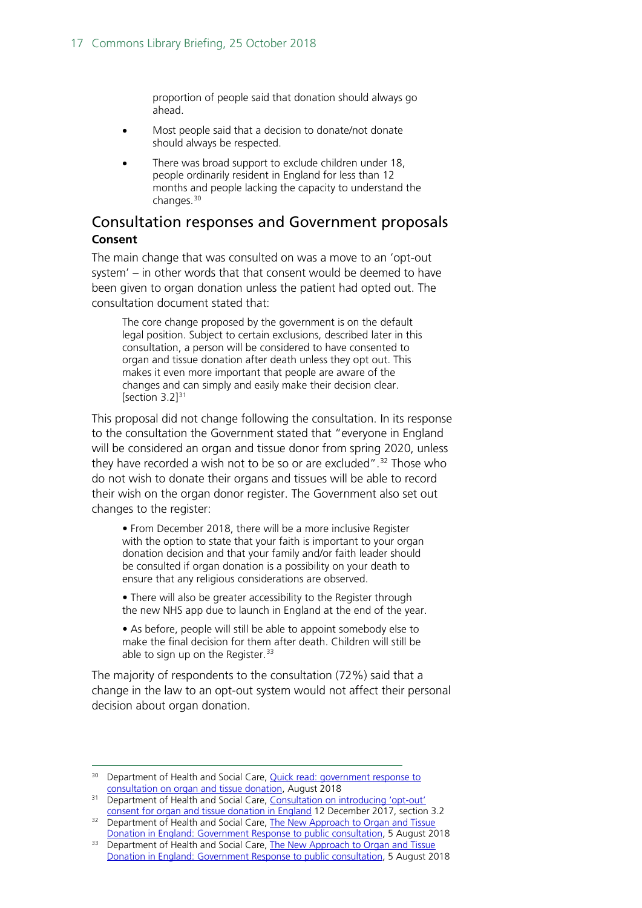proportion of people said that donation should always go ahead.

- Most people said that a decision to donate/not donate should always be respected.
- There was broad support to exclude children under 18, people ordinarily resident in England for less than 12 months and people lacking the capacity to understand the changes.[30]

## Consultation responses and Government proposals

### Consent

The main change that was consulted on was a move to an 'opt-out system' – in other words that that consent would be deemed to have been given to organ donation unless the patient had opted out. The consultation document stated that:

> The core change proposed by the government is on the default legal position. Subject to certain exclusions, described later in this consultation, a person will be considered to have consented to organ and tissue donation after death unless they opt out. This makes it even more important that people are aware of the changes and can simply and easily make their decision clear. [section 3.2][31]

This proposal did not change following the consultation. In its response to the consultation the Government stated that "everyone in England will be considered an organ and tissue donor from spring 2020, unless they have recorded a wish not to be so or are excluded".[32] Those who do not wish to donate their organs and tissues will be able to record their wish on the organ donor register. The Government also set out changes to the register:

> • From December 2018, there will be a more inclusive Register with the option to state that your faith is important to your organ donation decision and that your family and/or faith leader should be consulted if organ donation is a possibility on your death to ensure that any religious considerations are observed.
>
> • There will also be greater accessibility to the Register through the new NHS app due to launch in England at the end of the year.
>
> • As before, people will still be able to appoint somebody else to make the final decision for them after death. Children will still be able to sign up on the Register.[33]

The majority of respondents to the consultation (72%) said that a change in the law to an opt-out system would not affect their personal decision about organ donation.

---

[30] Department of Health and Social Care, Quick read: government response to consultation on organ and tissue donation, August 2018

[31] Department of Health and Social Care, Consultation on introducing 'opt-out' consent for organ and tissue donation in England 12 December 2017, section 3.2

[32] Department of Health and Social Care, The New Approach to Organ and Tissue Donation in England: Government Response to public consultation, 5 August 2018

[33] Department of Health and Social Care, The New Approach to Organ and Tissue Donation in England: Government Response to public consultation, 5 August 2018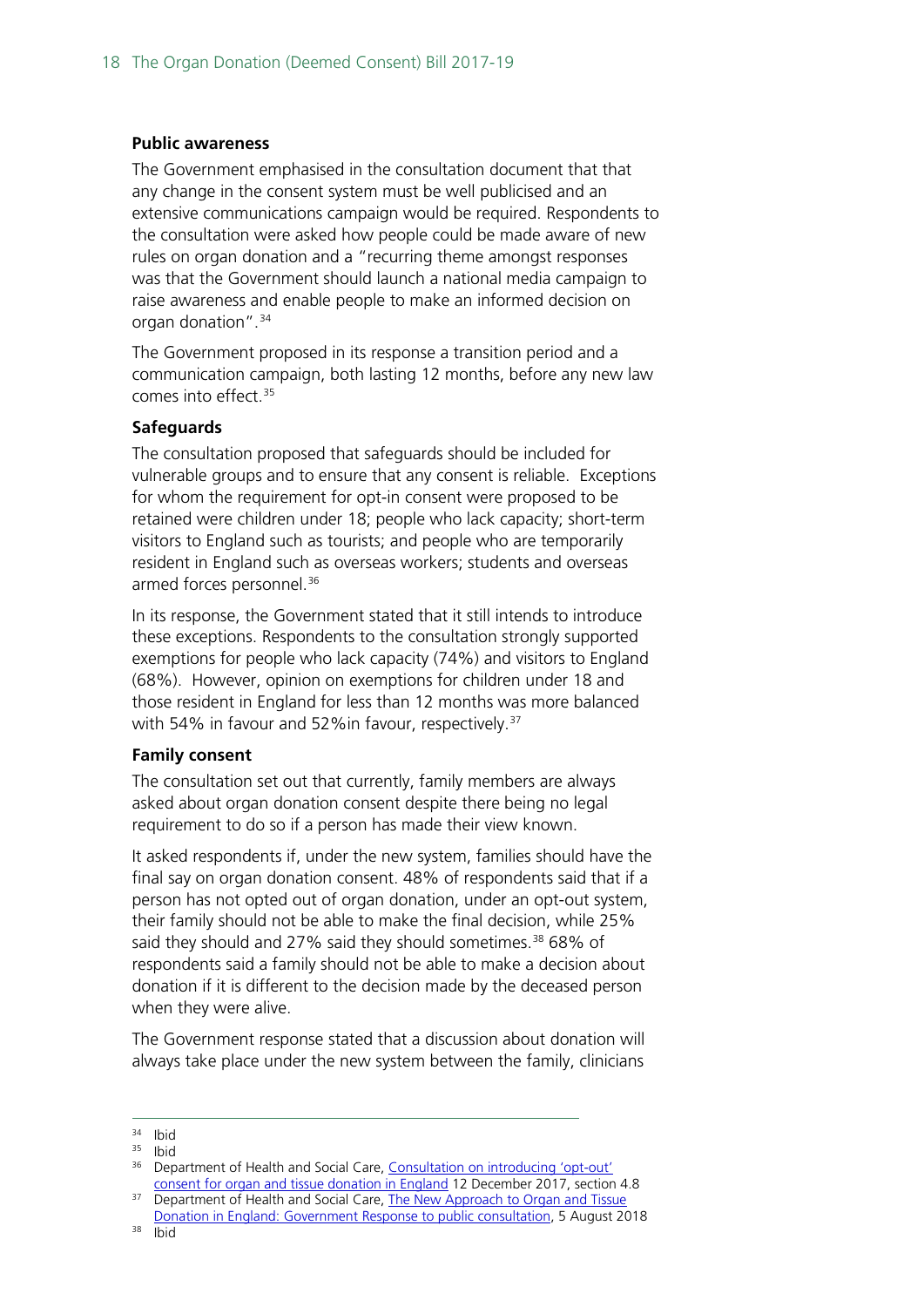### Public awareness

The Government emphasised in the consultation document that that any change in the consent system must be well publicised and an extensive communications campaign would be required. Respondents to the consultation were asked how people could be made aware of new rules on organ donation and a "recurring theme amongst responses was that the Government should launch a national media campaign to raise awareness and enable people to make an informed decision on organ donation".[34]

The Government proposed in its response a transition period and a communication campaign, both lasting 12 months, before any new law comes into effect.[35]

### Safeguards

The consultation proposed that safeguards should be included for vulnerable groups and to ensure that any consent is reliable. Exceptions for whom the requirement for opt-in consent were proposed to be retained were children under 18; people who lack capacity; short-term visitors to England such as tourists; and people who are temporarily resident in England such as overseas workers; students and overseas armed forces personnel.[36]

In its response, the Government stated that it still intends to introduce these exceptions. Respondents to the consultation strongly supported exemptions for people who lack capacity (74%) and visitors to England (68%). However, opinion on exemptions for children under 18 and those resident in England for less than 12 months was more balanced with 54% in favour and 52%in favour, respectively.[37]

### Family consent

The consultation set out that currently, family members are always asked about organ donation consent despite there being no legal requirement to do so if a person has made their view known.

It asked respondents if, under the new system, families should have the final say on organ donation consent. 48% of respondents said that if a person has not opted out of organ donation, under an opt-out system, their family should not be able to make the final decision, while 25% said they should and 27% said they should sometimes.[38] 68% of respondents said a family should not be able to make a decision about donation if it is different to the decision made by the deceased person when they were alive.

The Government response stated that a discussion about donation will always take place under the new system between the family, clinicians

---

[34] Ibid

[35] Ibid

[36] Department of Health and Social Care, Consultation on introducing 'opt-out' consent for organ and tissue donation in England 12 December 2017, section 4.8

[37] Department of Health and Social Care, The New Approach to Organ and Tissue Donation in England: Government Response to public consultation, 5 August 2018

[38] Ibid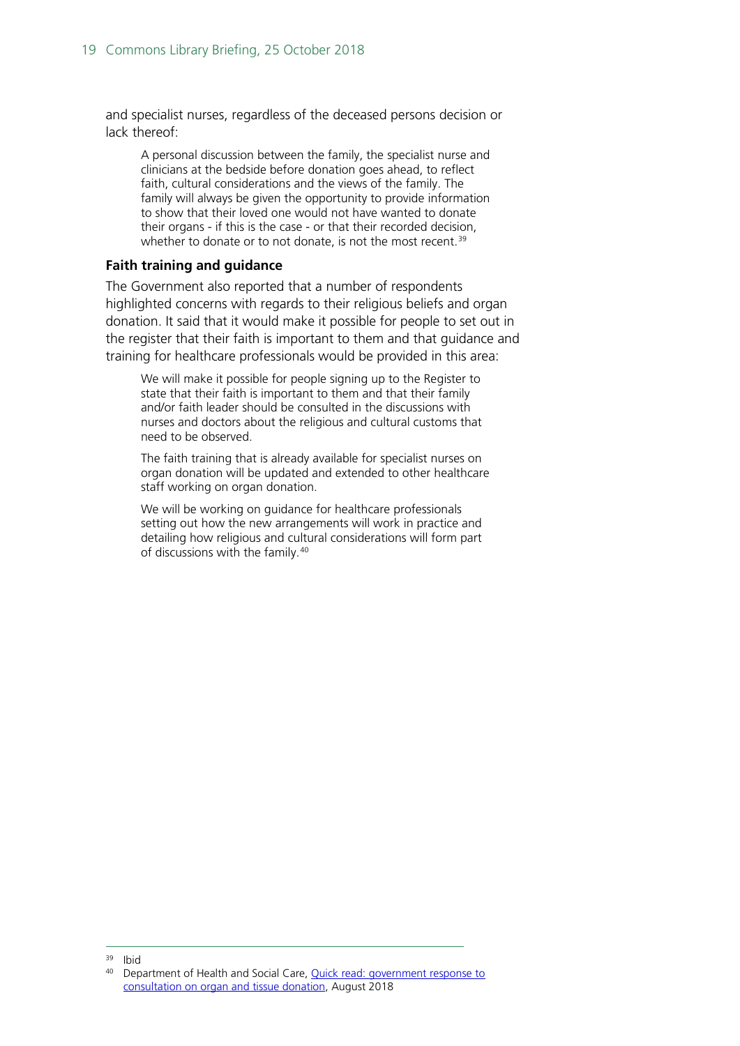and specialist nurses, regardless of the deceased persons decision or lack thereof:

> A personal discussion between the family, the specialist nurse and clinicians at the bedside before donation goes ahead, to reflect faith, cultural considerations and the views of the family. The family will always be given the opportunity to provide information to show that their loved one would not have wanted to donate their organs - if this is the case - or that their recorded decision, whether to donate or to not donate, is not the most recent.[39]

### Faith training and guidance

The Government also reported that a number of respondents highlighted concerns with regards to their religious beliefs and organ donation. It said that it would make it possible for people to set out in the register that their faith is important to them and that guidance and training for healthcare professionals would be provided in this area:

> We will make it possible for people signing up to the Register to state that their faith is important to them and that their family and/or faith leader should be consulted in the discussions with nurses and doctors about the religious and cultural customs that need to be observed.
>
> The faith training that is already available for specialist nurses on organ donation will be updated and extended to other healthcare staff working on organ donation.
>
> We will be working on guidance for healthcare professionals setting out how the new arrangements will work in practice and detailing how religious and cultural considerations will form part of discussions with the family.[40]

---

[39] Ibid

[40] Department of Health and Social Care, Quick read: government response to consultation on organ and tissue donation, August 2018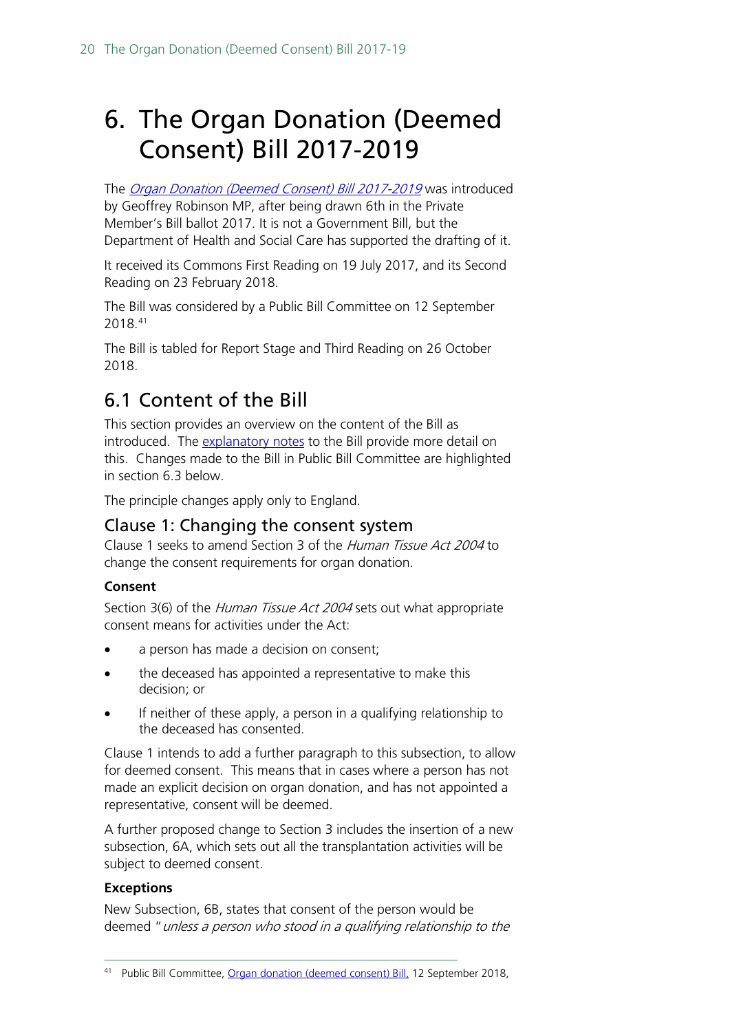# 6. The Organ Donation (Deemed Consent) Bill 2017-2019

The *Organ Donation (Deemed Consent) Bill 2017-2019* was introduced by Geoffrey Robinson MP, after being drawn 6th in the Private Member's Bill ballot 2017. It is not a Government Bill, but the Department of Health and Social Care has supported the drafting of it.

It received its Commons First Reading on 19 July 2017, and its Second Reading on 23 February 2018.

The Bill was considered by a Public Bill Committee on 12 September 2018.[41]

The Bill is tabled for Report Stage and Third Reading on 26 October 2018.

## 6.1 Content of the Bill

This section provides an overview on the content of the Bill as introduced. The explanatory notes to the Bill provide more detail on this. Changes made to the Bill in Public Bill Committee are highlighted in section 6.3 below.

The principle changes apply only to England.

### Clause 1: Changing the consent system

Clause 1 seeks to amend Section 3 of the *Human Tissue Act 2004* to change the consent requirements for organ donation.

**Consent**

Section 3(6) of the *Human Tissue Act 2004* sets out what appropriate consent means for activities under the Act:

- a person has made a decision on consent;
- the deceased has appointed a representative to make this decision; or
- If neither of these apply, a person in a qualifying relationship to the deceased has consented.

Clause 1 intends to add a further paragraph to this subsection, to allow for deemed consent. This means that in cases where a person has not made an explicit decision on organ donation, and has not appointed a representative, consent will be deemed.

A further proposed change to Section 3 includes the insertion of a new subsection, 6A, which sets out all the transplantation activities will be subject to deemed consent.

**Exceptions**

New Subsection, 6B, states that consent of the person would be deemed "*unless a person who stood in a qualifying relationship to the*

[41] Public Bill Committee, Organ donation (deemed consent) Bill, 12 September 2018,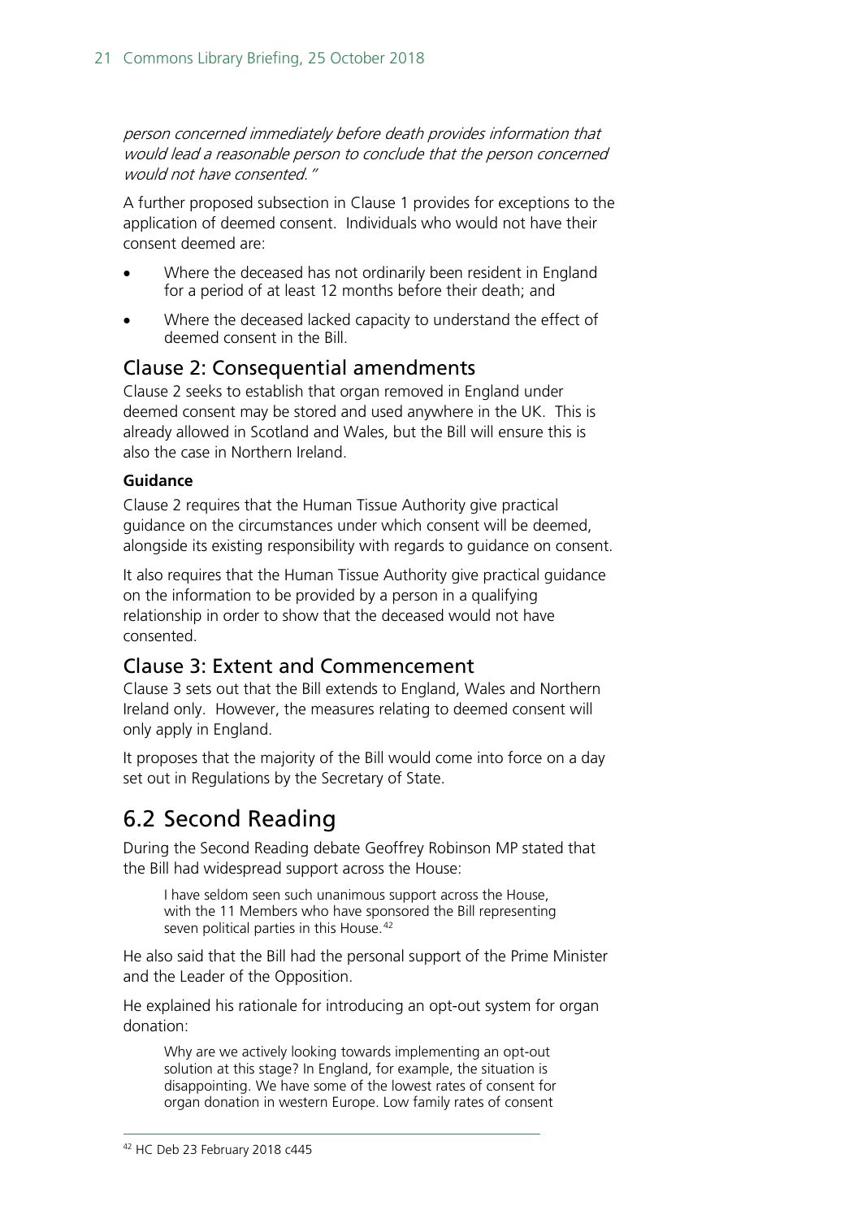*person concerned immediately before death provides information that would lead a reasonable person to conclude that the person concerned would not have consented."*

A further proposed subsection in Clause 1 provides for exceptions to the application of deemed consent. Individuals who would not have their consent deemed are:

- Where the deceased has not ordinarily been resident in England for a period of at least 12 months before their death; and
- Where the deceased lacked capacity to understand the effect of deemed consent in the Bill.

## Clause 2: Consequential amendments

Clause 2 seeks to establish that organ removed in England under deemed consent may be stored and used anywhere in the UK. This is already allowed in Scotland and Wales, but the Bill will ensure this is also the case in Northern Ireland.

**Guidance**

Clause 2 requires that the Human Tissue Authority give practical guidance on the circumstances under which consent will be deemed, alongside its existing responsibility with regards to guidance on consent.

It also requires that the Human Tissue Authority give practical guidance on the information to be provided by a person in a qualifying relationship in order to show that the deceased would not have consented.

## Clause 3: Extent and Commencement

Clause 3 sets out that the Bill extends to England, Wales and Northern Ireland only. However, the measures relating to deemed consent will only apply in England.

It proposes that the majority of the Bill would come into force on a day set out in Regulations by the Secretary of State.

# 6.2 Second Reading

During the Second Reading debate Geoffrey Robinson MP stated that the Bill had widespread support across the House:

> I have seldom seen such unanimous support across the House, with the 11 Members who have sponsored the Bill representing seven political parties in this House.[42]

He also said that the Bill had the personal support of the Prime Minister and the Leader of the Opposition.

He explained his rationale for introducing an opt-out system for organ donation:

> Why are we actively looking towards implementing an opt-out solution at this stage? In England, for example, the situation is disappointing. We have some of the lowest rates of consent for organ donation in western Europe. Low family rates of consent

[42] HC Deb 23 February 2018 c445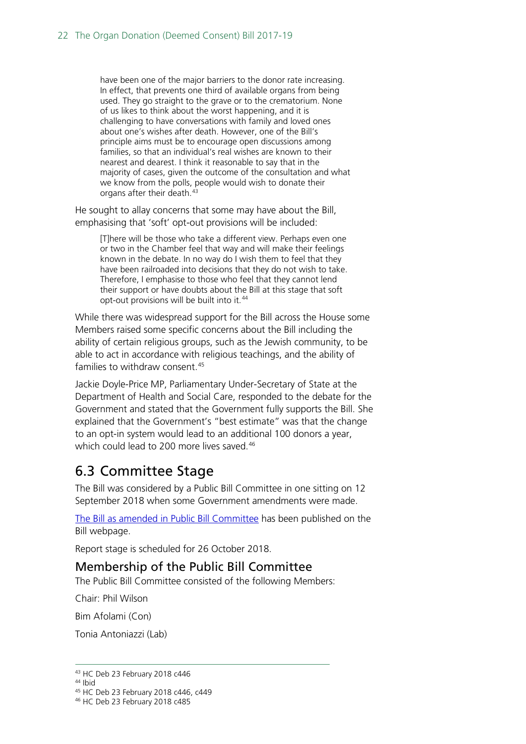> have been one of the major barriers to the donor rate increasing. In effect, that prevents one third of available organs from being used. They go straight to the grave or to the crematorium. None of us likes to think about the worst happening, and it is challenging to have conversations with family and loved ones about one's wishes after death. However, one of the Bill's principle aims must be to encourage open discussions among families, so that an individual's real wishes are known to their nearest and dearest. I think it reasonable to say that in the majority of cases, given the outcome of the consultation and what we know from the polls, people would wish to donate their organs after their death.[43]

He sought to allay concerns that some may have about the Bill, emphasising that 'soft' opt-out provisions will be included:

> [T]here will be those who take a different view. Perhaps even one or two in the Chamber feel that way and will make their feelings known in the debate. In no way do I wish them to feel that they have been railroaded into decisions that they do not wish to take. Therefore, I emphasise to those who feel that they cannot lend their support or have doubts about the Bill at this stage that soft opt-out provisions will be built into it.[44]

While there was widespread support for the Bill across the House some Members raised some specific concerns about the Bill including the ability of certain religious groups, such as the Jewish community, to be able to act in accordance with religious teachings, and the ability of families to withdraw consent.[45]

Jackie Doyle-Price MP, Parliamentary Under-Secretary of State at the Department of Health and Social Care, responded to the debate for the Government and stated that the Government fully supports the Bill. She explained that the Government's "best estimate" was that the change to an opt-in system would lead to an additional 100 donors a year, which could lead to 200 more lives saved.[46]

## 6.3 Committee Stage

The Bill was considered by a Public Bill Committee in one sitting on 12 September 2018 when some Government amendments were made.

The Bill as amended in Public Bill Committee has been published on the Bill webpage.

Report stage is scheduled for 26 October 2018.

### Membership of the Public Bill Committee

The Public Bill Committee consisted of the following Members:

Chair: Phil Wilson

Bim Afolami (Con)

Tonia Antoniazzi (Lab)

---

[43] HC Deb 23 February 2018 c446

[44] Ibid

[45] HC Deb 23 February 2018 c446, c449

[46] HC Deb 23 February 2018 c485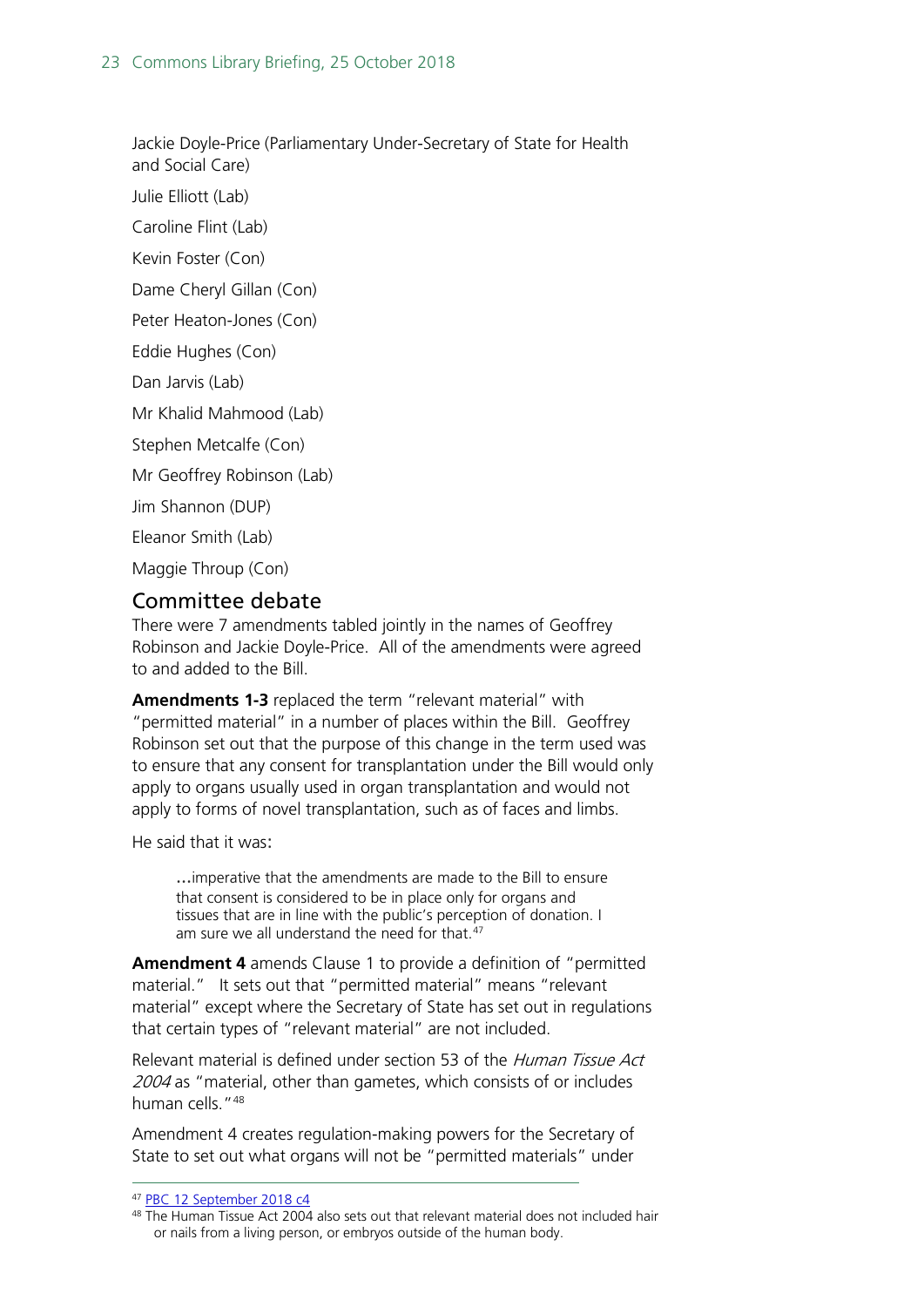Jackie Doyle-Price (Parliamentary Under-Secretary of State for Health and Social Care)

Julie Elliott (Lab)

Caroline Flint (Lab)

Kevin Foster (Con)

Dame Cheryl Gillan (Con)

Peter Heaton-Jones (Con)

Eddie Hughes (Con)

Dan Jarvis (Lab)

Mr Khalid Mahmood (Lab)

Stephen Metcalfe (Con)

Mr Geoffrey Robinson (Lab)

Jim Shannon (DUP)

Eleanor Smith (Lab)

Maggie Throup (Con)

## Committee debate

There were 7 amendments tabled jointly in the names of Geoffrey Robinson and Jackie Doyle-Price. All of the amendments were agreed to and added to the Bill.

**Amendments 1-3** replaced the term "relevant material" with "permitted material" in a number of places within the Bill. Geoffrey Robinson set out that the purpose of this change in the term used was to ensure that any consent for transplantation under the Bill would only apply to organs usually used in organ transplantation and would not apply to forms of novel transplantation, such as of faces and limbs.

He said that it was:

> …imperative that the amendments are made to the Bill to ensure that consent is considered to be in place only for organs and tissues that are in line with the public's perception of donation. I am sure we all understand the need for that.[47]

**Amendment 4** amends Clause 1 to provide a definition of "permitted material." It sets out that "permitted material" means "relevant material" except where the Secretary of State has set out in regulations that certain types of "relevant material" are not included.

Relevant material is defined under section 53 of the *Human Tissue Act 2004* as "material, other than gametes, which consists of or includes human cells."[48]

Amendment 4 creates regulation-making powers for the Secretary of State to set out what organs will not be "permitted materials" under

---

[47] PBC 12 September 2018 c4

[48] The Human Tissue Act 2004 also sets out that relevant material does not included hair or nails from a living person, or embryos outside of the human body.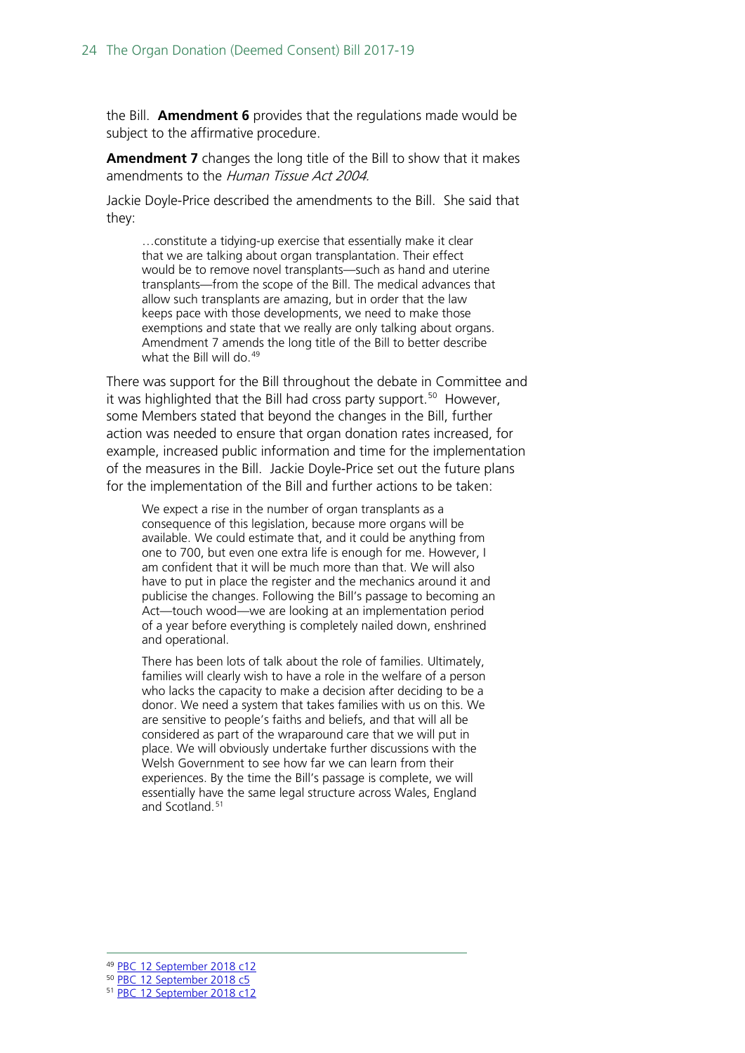the Bill. **Amendment 6** provides that the regulations made would be subject to the affirmative procedure.

**Amendment 7** changes the long title of the Bill to show that it makes amendments to the *Human Tissue Act 2004*.

Jackie Doyle-Price described the amendments to the Bill. She said that they:

> …constitute a tidying-up exercise that essentially make it clear that we are talking about organ transplantation. Their effect would be to remove novel transplants—such as hand and uterine transplants—from the scope of the Bill. The medical advances that allow such transplants are amazing, but in order that the law keeps pace with those developments, we need to make those exemptions and state that we really are only talking about organs. Amendment 7 amends the long title of the Bill to better describe what the Bill will do.[49]

There was support for the Bill throughout the debate in Committee and it was highlighted that the Bill had cross party support.[50] However, some Members stated that beyond the changes in the Bill, further action was needed to ensure that organ donation rates increased, for example, increased public information and time for the implementation of the measures in the Bill. Jackie Doyle-Price set out the future plans for the implementation of the Bill and further actions to be taken:

> We expect a rise in the number of organ transplants as a consequence of this legislation, because more organs will be available. We could estimate that, and it could be anything from one to 700, but even one extra life is enough for me. However, I am confident that it will be much more than that. We will also have to put in place the register and the mechanics around it and publicise the changes. Following the Bill's passage to becoming an Act—touch wood—we are looking at an implementation period of a year before everything is completely nailed down, enshrined and operational.
>
> There has been lots of talk about the role of families. Ultimately, families will clearly wish to have a role in the welfare of a person who lacks the capacity to make a decision after deciding to be a donor. We need a system that takes families with us on this. We are sensitive to people's faiths and beliefs, and that will all be considered as part of the wraparound care that we will put in place. We will obviously undertake further discussions with the Welsh Government to see how far we can learn from their experiences. By the time the Bill's passage is complete, we will essentially have the same legal structure across Wales, England and Scotland.[51]

---

[49] PBC 12 September 2018 c12

[50] PBC 12 September 2018 c5

[51] PBC 12 September 2018 c12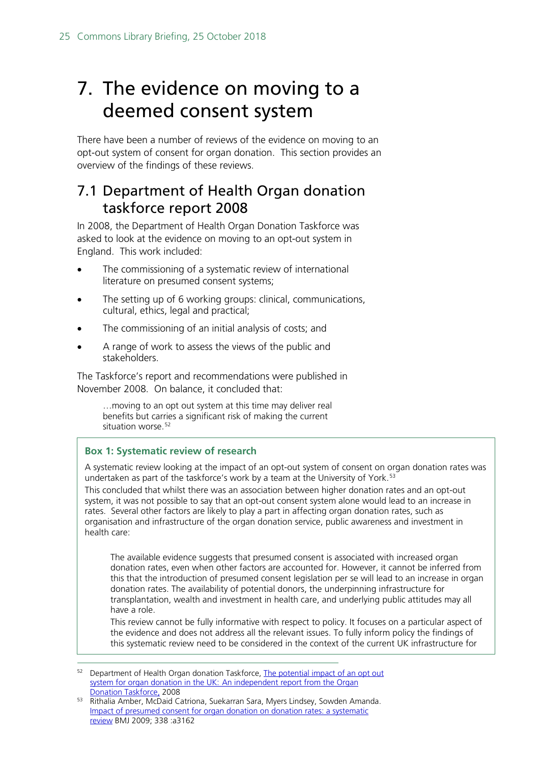# 7. The evidence on moving to a deemed consent system

There have been a number of reviews of the evidence on moving to an opt-out system of consent for organ donation. This section provides an overview of the findings of these reviews.

## 7.1 Department of Health Organ donation taskforce report 2008

In 2008, the Department of Health Organ Donation Taskforce was asked to look at the evidence on moving to an opt-out system in England. This work included:

- The commissioning of a systematic review of international literature on presumed consent systems;
- The setting up of 6 working groups: clinical, communications, cultural, ethics, legal and practical;
- The commissioning of an initial analysis of costs; and
- A range of work to assess the views of the public and stakeholders.

The Taskforce's report and recommendations were published in November 2008. On balance, it concluded that:

> …moving to an opt out system at this time may deliver real benefits but carries a significant risk of making the current situation worse.[52]

**Box 1: Systematic review of research**

A systematic review looking at the impact of an opt-out system of consent on organ donation rates was undertaken as part of the taskforce's work by a team at the University of York.[53]

This concluded that whilst there was an association between higher donation rates and an opt-out system, it was not possible to say that an opt-out consent system alone would lead to an increase in rates. Several other factors are likely to play a part in affecting organ donation rates, such as organisation and infrastructure of the organ donation service, public awareness and investment in health care:

> The available evidence suggests that presumed consent is associated with increased organ donation rates, even when other factors are accounted for. However, it cannot be inferred from this that the introduction of presumed consent legislation per se will lead to an increase in organ donation rates. The availability of potential donors, the underpinning infrastructure for transplantation, wealth and investment in health care, and underlying public attitudes may all have a role.
>
> This review cannot be fully informative with respect to policy. It focuses on a particular aspect of the evidence and does not address all the relevant issues. To fully inform policy the findings of this systematic review need to be considered in the context of the current UK infrastructure for

---

[52] Department of Health Organ donation Taskforce, The potential impact of an opt out system for organ donation in the UK: An independent report from the Organ Donation Taskforce, 2008

[53] Rithalia Amber, McDaid Catriona, Suekarran Sara, Myers Lindsey, Sowden Amanda. Impact of presumed consent for organ donation on donation rates: a systematic review BMJ 2009; 338 :a3162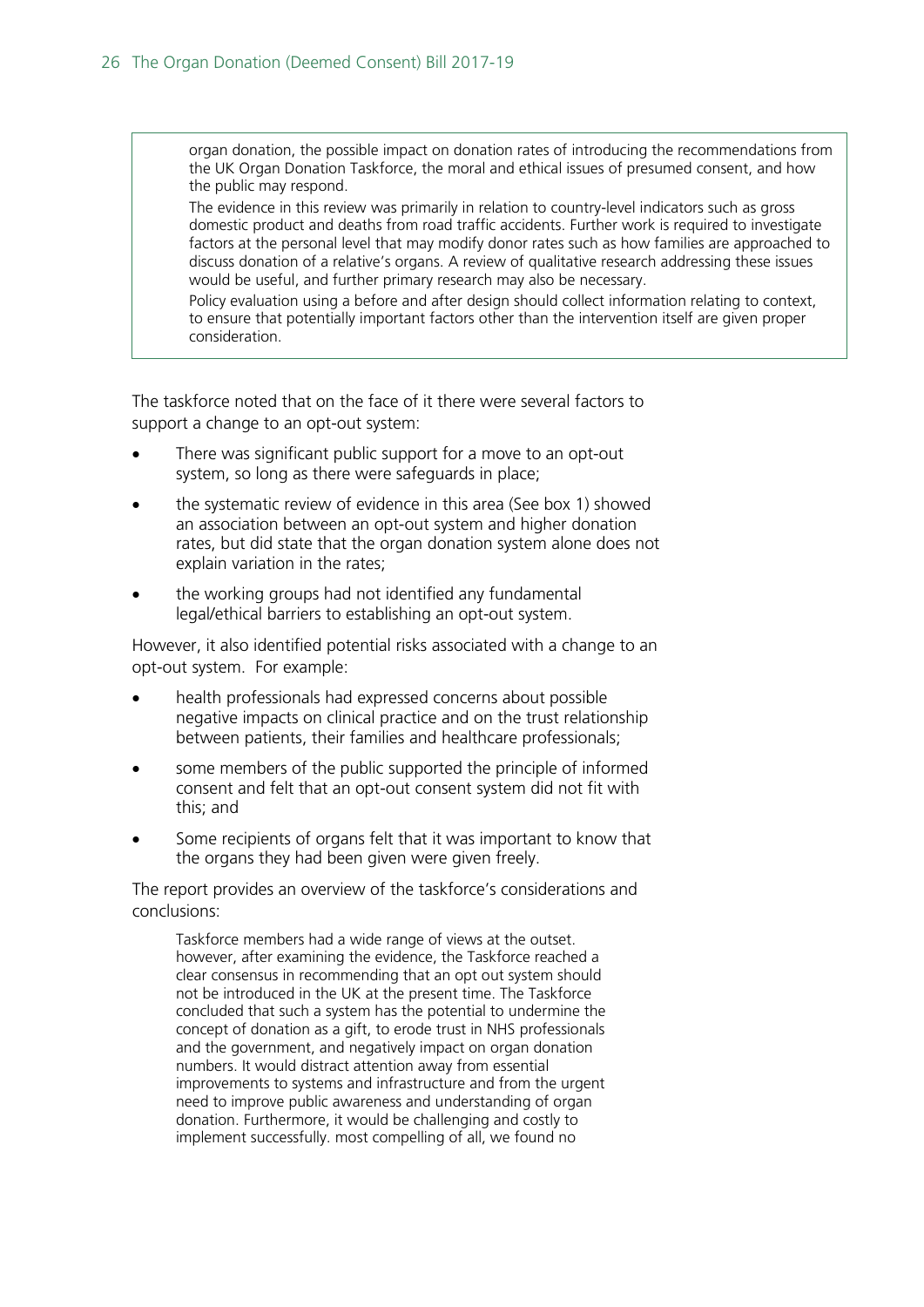organ donation, the possible impact on donation rates of introducing the recommendations from the UK Organ Donation Taskforce, the moral and ethical issues of presumed consent, and how the public may respond.

The evidence in this review was primarily in relation to country-level indicators such as gross domestic product and deaths from road traffic accidents. Further work is required to investigate factors at the personal level that may modify donor rates such as how families are approached to discuss donation of a relative's organs. A review of qualitative research addressing these issues would be useful, and further primary research may also be necessary.

Policy evaluation using a before and after design should collect information relating to context, to ensure that potentially important factors other than the intervention itself are given proper consideration.

The taskforce noted that on the face of it there were several factors to support a change to an opt-out system:

- There was significant public support for a move to an opt-out system, so long as there were safeguards in place;
- the systematic review of evidence in this area (See box 1) showed an association between an opt-out system and higher donation rates, but did state that the organ donation system alone does not explain variation in the rates;
- the working groups had not identified any fundamental legal/ethical barriers to establishing an opt-out system.

However, it also identified potential risks associated with a change to an opt-out system. For example:

- health professionals had expressed concerns about possible negative impacts on clinical practice and on the trust relationship between patients, their families and healthcare professionals;
- some members of the public supported the principle of informed consent and felt that an opt-out consent system did not fit with this; and
- Some recipients of organs felt that it was important to know that the organs they had been given were given freely.

The report provides an overview of the taskforce's considerations and conclusions:

> Taskforce members had a wide range of views at the outset. however, after examining the evidence, the Taskforce reached a clear consensus in recommending that an opt out system should not be introduced in the UK at the present time. The Taskforce concluded that such a system has the potential to undermine the concept of donation as a gift, to erode trust in NHS professionals and the government, and negatively impact on organ donation numbers. It would distract attention away from essential improvements to systems and infrastructure and from the urgent need to improve public awareness and understanding of organ donation. Furthermore, it would be challenging and costly to implement successfully. most compelling of all, we found no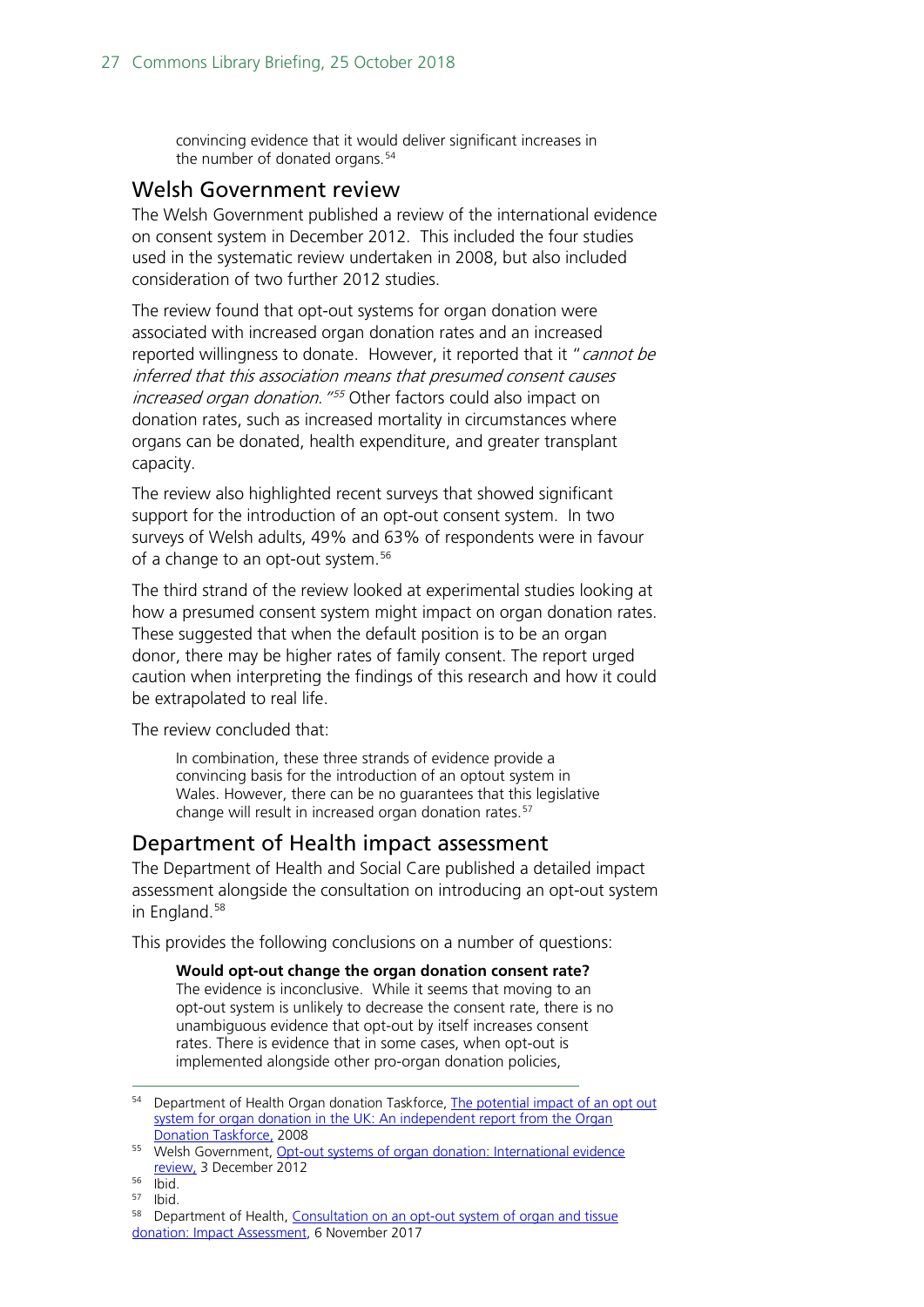> convincing evidence that it would deliver significant increases in the number of donated organs.[54]

## Welsh Government review

The Welsh Government published a review of the international evidence on consent system in December 2012. This included the four studies used in the systematic review undertaken in 2008, but also included consideration of two further 2012 studies.

The review found that opt-out systems for organ donation were associated with increased organ donation rates and an increased reported willingness to donate. However, it reported that it "*cannot be inferred that this association means that presumed consent causes increased organ donation.*"[55] Other factors could also impact on donation rates, such as increased mortality in circumstances where organs can be donated, health expenditure, and greater transplant capacity.

The review also highlighted recent surveys that showed significant support for the introduction of an opt-out consent system. In two surveys of Welsh adults, 49% and 63% of respondents were in favour of a change to an opt-out system.[56]

The third strand of the review looked at experimental studies looking at how a presumed consent system might impact on organ donation rates. These suggested that when the default position is to be an organ donor, there may be higher rates of family consent. The report urged caution when interpreting the findings of this research and how it could be extrapolated to real life.

The review concluded that:

> In combination, these three strands of evidence provide a convincing basis for the introduction of an optout system in Wales. However, there can be no guarantees that this legislative change will result in increased organ donation rates.[57]

## Department of Health impact assessment

The Department of Health and Social Care published a detailed impact assessment alongside the consultation on introducing an opt-out system in England.[58]

This provides the following conclusions on a number of questions:

> **Would opt-out change the organ donation consent rate?**
> The evidence is inconclusive. While it seems that moving to an opt-out system is unlikely to decrease the consent rate, there is no unambiguous evidence that opt-out by itself increases consent rates. There is evidence that in some cases, when opt-out is implemented alongside other pro-organ donation policies,

---

[54] Department of Health Organ donation Taskforce, The potential impact of an opt out system for organ donation in the UK: An independent report from the Organ Donation Taskforce, 2008

[55] Welsh Government, Opt-out systems of organ donation: International evidence review, 3 December 2012

[56] Ibid.

[57] Ibid.

[58] Department of Health, Consultation on an opt-out system of organ and tissue donation: Impact Assessment, 6 November 2017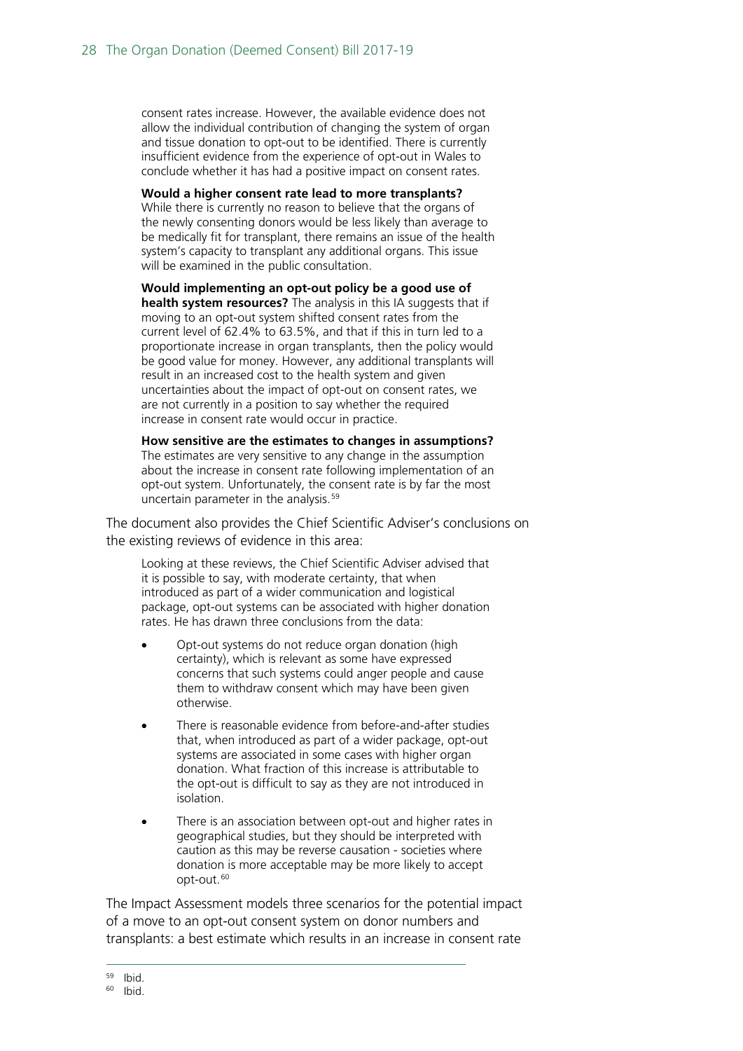> consent rates increase. However, the available evidence does not allow the individual contribution of changing the system of organ and tissue donation to opt-out to be identified. There is currently insufficient evidence from the experience of opt-out in Wales to conclude whether it has had a positive impact on consent rates.
>
> **Would a higher consent rate lead to more transplants?** While there is currently no reason to believe that the organs of the newly consenting donors would be less likely than average to be medically fit for transplant, there remains an issue of the health system's capacity to transplant any additional organs. This issue will be examined in the public consultation.
>
> **Would implementing an opt-out policy be a good use of health system resources?** The analysis in this IA suggests that if moving to an opt-out system shifted consent rates from the current level of 62.4% to 63.5%, and that if this in turn led to a proportionate increase in organ transplants, then the policy would be good value for money. However, any additional transplants will result in an increased cost to the health system and given uncertainties about the impact of opt-out on consent rates, we are not currently in a position to say whether the required increase in consent rate would occur in practice.
>
> **How sensitive are the estimates to changes in assumptions?** The estimates are very sensitive to any change in the assumption about the increase in consent rate following implementation of an opt-out system. Unfortunately, the consent rate is by far the most uncertain parameter in the analysis.[59]

The document also provides the Chief Scientific Adviser's conclusions on the existing reviews of evidence in this area:

> Looking at these reviews, the Chief Scientific Adviser advised that it is possible to say, with moderate certainty, that when introduced as part of a wider communication and logistical package, opt-out systems can be associated with higher donation rates. He has drawn three conclusions from the data:
>
> - Opt-out systems do not reduce organ donation (high certainty), which is relevant as some have expressed concerns that such systems could anger people and cause them to withdraw consent which may have been given otherwise.
> - There is reasonable evidence from before-and-after studies that, when introduced as part of a wider package, opt-out systems are associated in some cases with higher organ donation. What fraction of this increase is attributable to the opt-out is difficult to say as they are not introduced in isolation.
> - There is an association between opt-out and higher rates in geographical studies, but they should be interpreted with caution as this may be reverse causation - societies where donation is more acceptable may be more likely to accept opt-out.[60]

The Impact Assessment models three scenarios for the potential impact of a move to an opt-out consent system on donor numbers and transplants: a best estimate which results in an increase in consent rate

---

[59] Ibid.

[60] Ibid.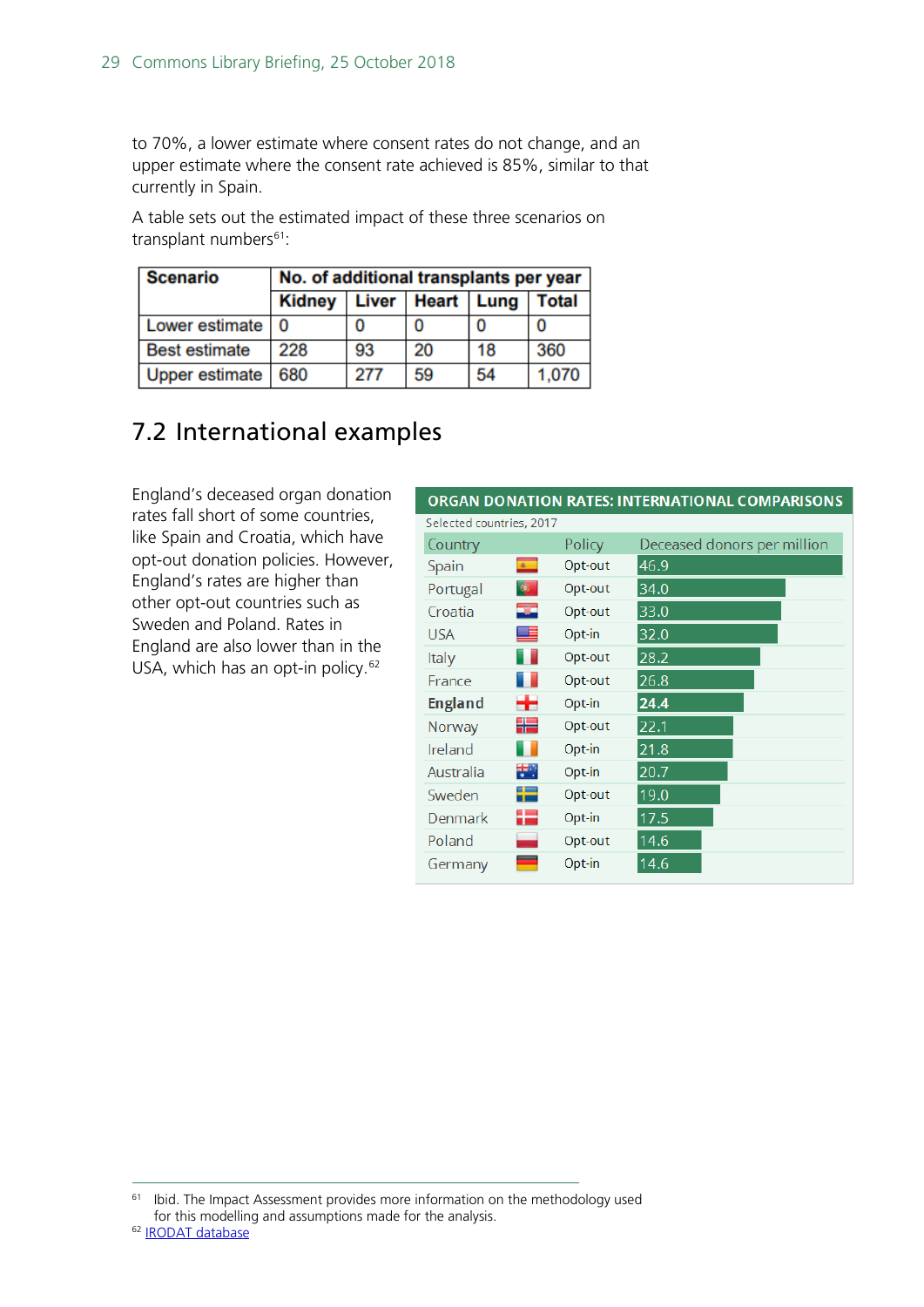to 70%, a lower estimate where consent rates do not change, and an upper estimate where the consent rate achieved is 85%, similar to that currently in Spain.

A table sets out the estimated impact of these three scenarios on transplant numbers[61]:

| Scenario | No. of additional transplants per year | | | | |
|---|---|---|---|---|---|
| | Kidney | Liver | Heart | Lung | Total |
| Lower estimate | 0 | 0 | 0 | 0 | 0 |
| Best estimate | 228 | 93 | 20 | 18 | 360 |
| Upper estimate | 680 | 277 | 59 | 54 | 1,070 |

## 7.2 International examples

England's deceased organ donation rates fall short of some countries, like Spain and Croatia, which have opt-out donation policies. However, England's rates are higher than other opt-out countries such as Sweden and Poland. Rates in England are also lower than in the USA, which has an opt-in policy.[62]

**ORGAN DONATION RATES: INTERNATIONAL COMPARISONS**

Selected countries, 2017

| Country | Policy | Deceased donors per million |
|---|---|---|
| Spain | Opt-out | 46.9 |
| Portugal | Opt-out | 34.0 |
| Croatia | Opt-out | 33.0 |
| USA | Opt-in | 32.0 |
| Italy | Opt-out | 28.2 |
| France | Opt-out | 26.8 |
| **England** | Opt-in | **24.4** |
| Norway | Opt-out | 22.1 |
| Ireland | Opt-in | 21.8 |
| Australia | Opt-in | 20.7 |
| Sweden | Opt-out | 19.0 |
| Denmark | Opt-in | 17.5 |
| Poland | Opt-out | 14.6 |
| Germany | Opt-in | 14.6 |

---

[61] Ibid. The Impact Assessment provides more information on the methodology used for this modelling and assumptions made for the analysis.

[62] IRODAT database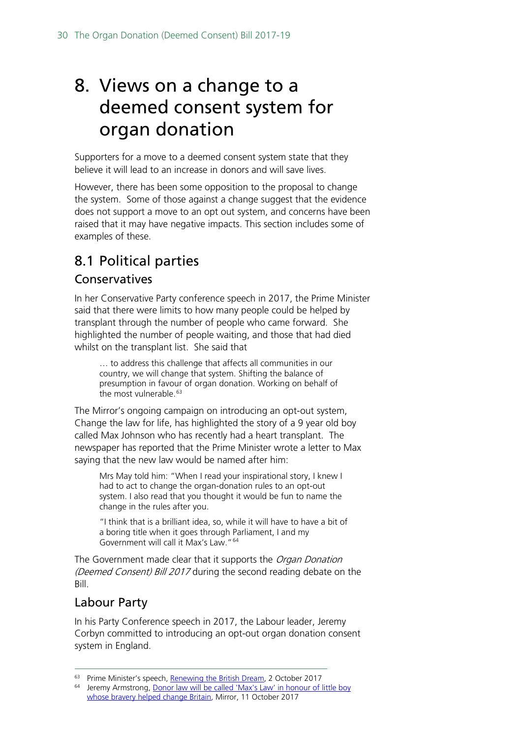# 8. Views on a change to a deemed consent system for organ donation

Supporters for a move to a deemed consent system state that they believe it will lead to an increase in donors and will save lives.

However, there has been some opposition to the proposal to change the system. Some of those against a change suggest that the evidence does not support a move to an opt out system, and concerns have been raised that it may have negative impacts. This section includes some of examples of these.

## 8.1 Political parties

### Conservatives

In her Conservative Party conference speech in 2017, the Prime Minister said that there were limits to how many people could be helped by transplant through the number of people who came forward. She highlighted the number of people waiting, and those that had died whilst on the transplant list. She said that

> … to address this challenge that affects all communities in our country, we will change that system. Shifting the balance of presumption in favour of organ donation. Working on behalf of the most vulnerable.[63]

The Mirror's ongoing campaign on introducing an opt-out system, Change the law for life, has highlighted the story of a 9 year old boy called Max Johnson who has recently had a heart transplant. The newspaper has reported that the Prime Minister wrote a letter to Max saying that the new law would be named after him:

> Mrs May told him: "When I read your inspirational story, I knew I had to act to change the organ-donation rules to an opt-out system. I also read that you thought it would be fun to name the change in the rules after you.
>
> "I think that is a brilliant idea, so, while it will have to have a bit of a boring title when it goes through Parliament, I and my Government will call it Max's Law."[64]

The Government made clear that it supports the *Organ Donation (Deemed Consent) Bill 2017* during the second reading debate on the Bill.

### Labour Party

In his Party Conference speech in 2017, the Labour leader, Jeremy Corbyn committed to introducing an opt-out organ donation consent system in England.

---

[63] Prime Minister's speech, Renewing the British Dream, 2 October 2017

[64] Jeremy Armstrong, Donor law will be called 'Max's Law' in honour of little boy whose bravery helped change Britain, Mirror, 11 October 2017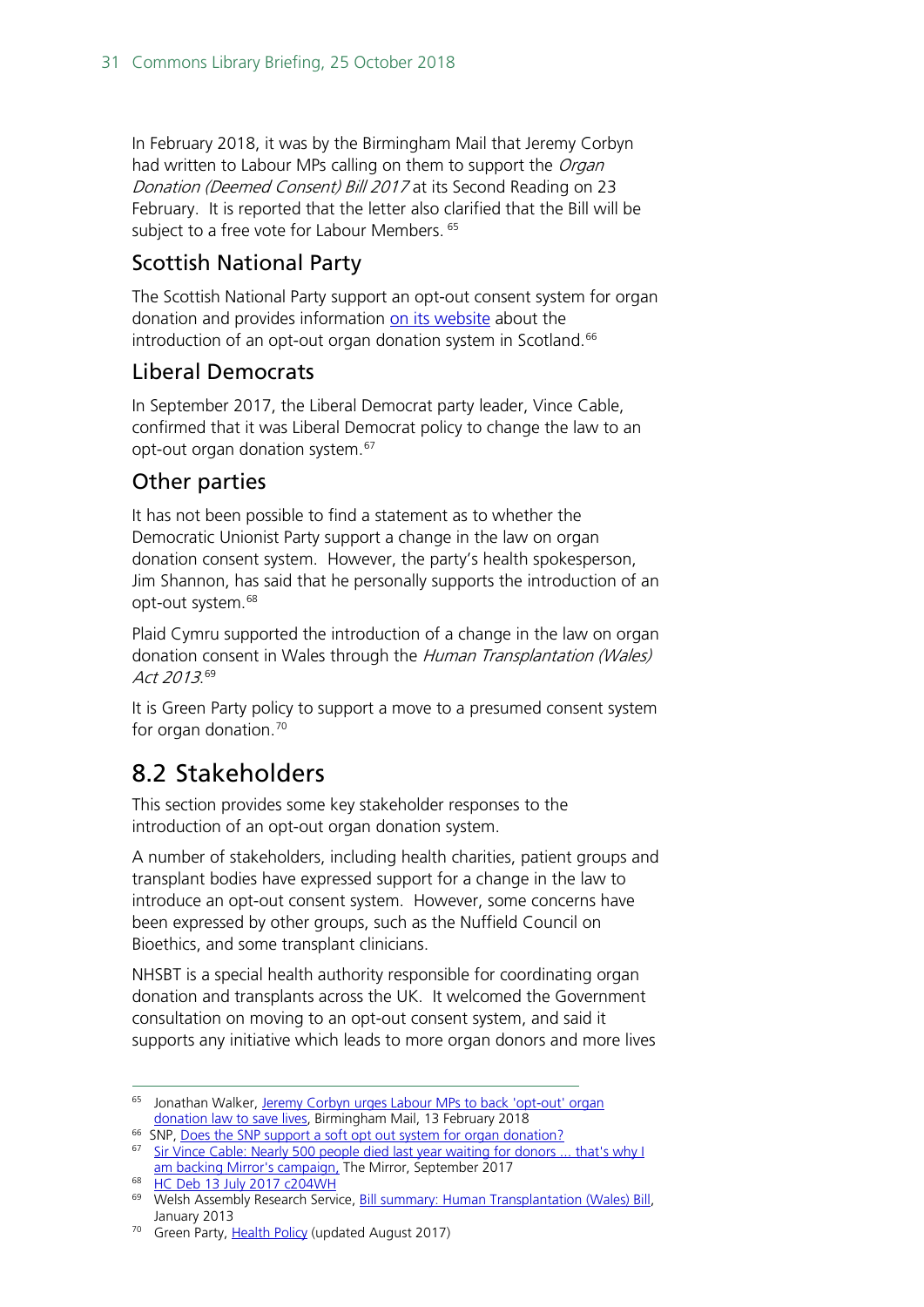In February 2018, it was by the Birmingham Mail that Jeremy Corbyn had written to Labour MPs calling on them to support the *Organ Donation (Deemed Consent) Bill 2017* at its Second Reading on 23 February. It is reported that the letter also clarified that the Bill will be subject to a free vote for Labour Members.[65]

## Scottish National Party

The Scottish National Party support an opt-out consent system for organ donation and provides information on its website about the introduction of an opt-out organ donation system in Scotland.[66]

## Liberal Democrats

In September 2017, the Liberal Democrat party leader, Vince Cable, confirmed that it was Liberal Democrat policy to change the law to an opt-out organ donation system.[67]

## Other parties

It has not been possible to find a statement as to whether the Democratic Unionist Party support a change in the law on organ donation consent system. However, the party's health spokesperson, Jim Shannon, has said that he personally supports the introduction of an opt-out system.[68]

Plaid Cymru supported the introduction of a change in the law on organ donation consent in Wales through the *Human Transplantation (Wales) Act 2013*.[69]

It is Green Party policy to support a move to a presumed consent system for organ donation.[70]

# 8.2 Stakeholders

This section provides some key stakeholder responses to the introduction of an opt-out organ donation system.

A number of stakeholders, including health charities, patient groups and transplant bodies have expressed support for a change in the law to introduce an opt-out consent system. However, some concerns have been expressed by other groups, such as the Nuffield Council on Bioethics, and some transplant clinicians.

NHSBT is a special health authority responsible for coordinating organ donation and transplants across the UK. It welcomed the Government consultation on moving to an opt-out consent system, and said it supports any initiative which leads to more organ donors and more lives

---

[65] Jonathan Walker, Jeremy Corbyn urges Labour MPs to back 'opt-out' organ donation law to save lives, Birmingham Mail, 13 February 2018

[66] SNP, Does the SNP support a soft opt out system for organ donation?

[67] Sir Vince Cable: Nearly 500 people died last year waiting for donors ... that's why I am backing Mirror's campaign, The Mirror, September 2017

[68] HC Deb 13 July 2017 c204WH

[69] Welsh Assembly Research Service, Bill summary: Human Transplantation (Wales) Bill, January 2013

[70] Green Party, Health Policy (updated August 2017)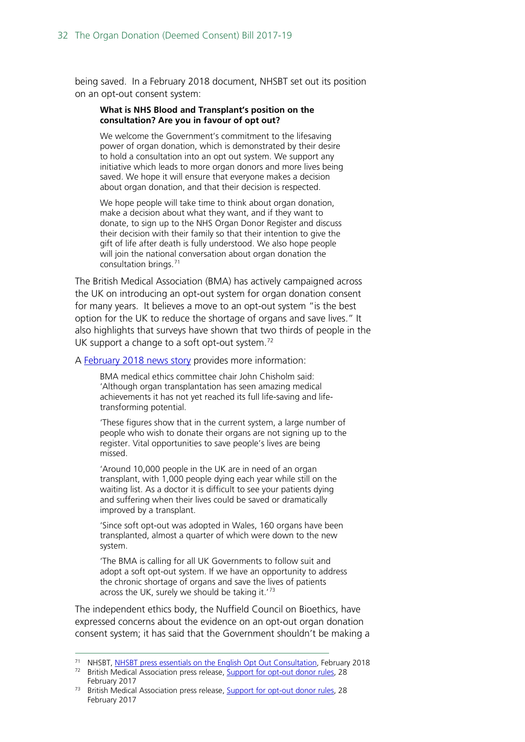being saved. In a February 2018 document, NHSBT set out its position on an opt-out consent system:

> **What is NHS Blood and Transplant's position on the consultation? Are you in favour of opt out?**
>
> We welcome the Government's commitment to the lifesaving power of organ donation, which is demonstrated by their desire to hold a consultation into an opt out system. We support any initiative which leads to more organ donors and more lives being saved. We hope it will ensure that everyone makes a decision about organ donation, and that their decision is respected.
>
> We hope people will take time to think about organ donation, make a decision about what they want, and if they want to donate, to sign up to the NHS Organ Donor Register and discuss their decision with their family so that their intention to give the gift of life after death is fully understood. We also hope people will join the national conversation about organ donation the consultation brings.[71]

The British Medical Association (BMA) has actively campaigned across the UK on introducing an opt-out system for organ donation consent for many years. It believes a move to an opt-out system "is the best option for the UK to reduce the shortage of organs and save lives." It also highlights that surveys have shown that two thirds of people in the UK support a change to a soft opt-out system.[72]

A [February 2018 news story]() provides more information:

> BMA medical ethics committee chair John Chisholm said: 'Although organ transplantation has seen amazing medical achievements it has not yet reached its full life-saving and life-transforming potential.
>
> 'These figures show that in the current system, a large number of people who wish to donate their organs are not signing up to the register. Vital opportunities to save people's lives are being missed.
>
> 'Around 10,000 people in the UK are in need of an organ transplant, with 1,000 people dying each year while still on the waiting list. As a doctor it is difficult to see your patients dying and suffering when their lives could be saved or dramatically improved by a transplant.
>
> 'Since soft opt-out was adopted in Wales, 160 organs have been transplanted, almost a quarter of which were down to the new system.
>
> 'The BMA is calling for all UK Governments to follow suit and adopt a soft opt-out system. If we have an opportunity to address the chronic shortage of organs and save the lives of patients across the UK, surely we should be taking it.'[73]

The independent ethics body, the Nuffield Council on Bioethics, have expressed concerns about the evidence on an opt-out organ donation consent system; it has said that the Government shouldn't be making a

---

[71] NHSBT, NHSBT press essentials on the English Opt Out Consultation, February 2018

[72] British Medical Association press release, Support for opt-out donor rules, 28 February 2017

[73] British Medical Association press release, Support for opt-out donor rules, 28 February 2017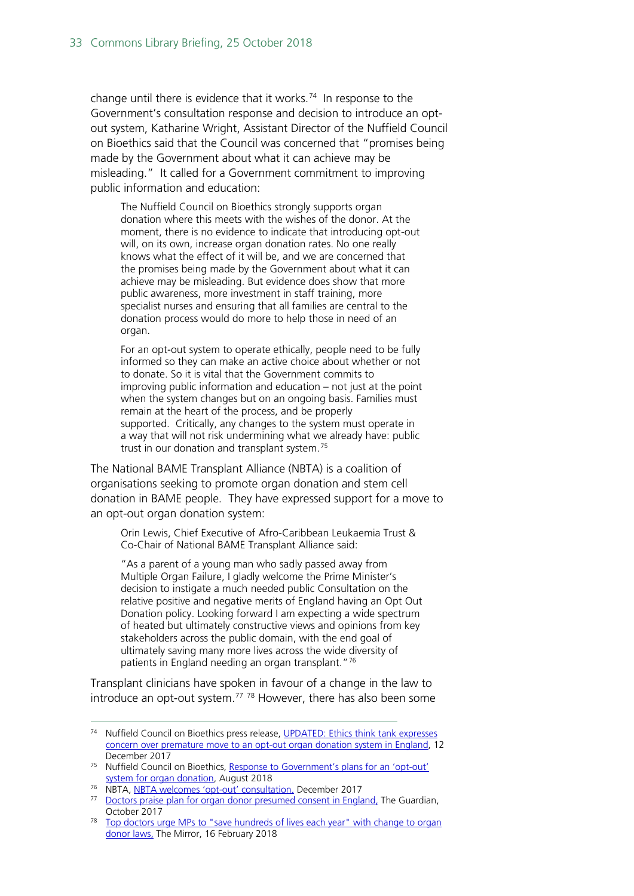change until there is evidence that it works.[74] In response to the Government's consultation response and decision to introduce an opt-out system, Katharine Wright, Assistant Director of the Nuffield Council on Bioethics said that the Council was concerned that "promises being made by the Government about what it can achieve may be misleading." It called for a Government commitment to improving public information and education:

> The Nuffield Council on Bioethics strongly supports organ donation where this meets with the wishes of the donor. At the moment, there is no evidence to indicate that introducing opt-out will, on its own, increase organ donation rates. No one really knows what the effect of it will be, and we are concerned that the promises being made by the Government about what it can achieve may be misleading. But evidence does show that more public awareness, more investment in staff training, more specialist nurses and ensuring that all families are central to the donation process would do more to help those in need of an organ.
>
> For an opt-out system to operate ethically, people need to be fully informed so they can make an active choice about whether or not to donate. So it is vital that the Government commits to improving public information and education – not just at the point when the system changes but on an ongoing basis. Families must remain at the heart of the process, and be properly supported. Critically, any changes to the system must operate in a way that will not risk undermining what we already have: public trust in our donation and transplant system.[75]

The National BAME Transplant Alliance (NBTA) is a coalition of organisations seeking to promote organ donation and stem cell donation in BAME people. They have expressed support for a move to an opt-out organ donation system:

> Orin Lewis, Chief Executive of Afro-Caribbean Leukaemia Trust & Co-Chair of National BAME Transplant Alliance said:
>
> "As a parent of a young man who sadly passed away from Multiple Organ Failure, I gladly welcome the Prime Minister's decision to instigate a much needed public Consultation on the relative positive and negative merits of England having an Opt Out Donation policy. Looking forward I am expecting a wide spectrum of heated but ultimately constructive views and opinions from key stakeholders across the public domain, with the end goal of ultimately saving many more lives across the wide diversity of patients in England needing an organ transplant."[76]

Transplant clinicians have spoken in favour of a change in the law to introduce an opt-out system.[77] [78] However, there has also been some

---

[74] Nuffield Council on Bioethics press release, UPDATED: Ethics think tank expresses concern over premature move to an opt-out organ donation system in England, 12 December 2017

[75] Nuffield Council on Bioethics, Response to Government's plans for an 'opt-out' system for organ donation, August 2018

[76] NBTA, NBTA welcomes 'opt-out' consultation, December 2017

[77] Doctors praise plan for organ donor presumed consent in England, The Guardian, October 2017

[78] Top doctors urge MPs to "save hundreds of lives each year" with change to organ donor laws, The Mirror, 16 February 2018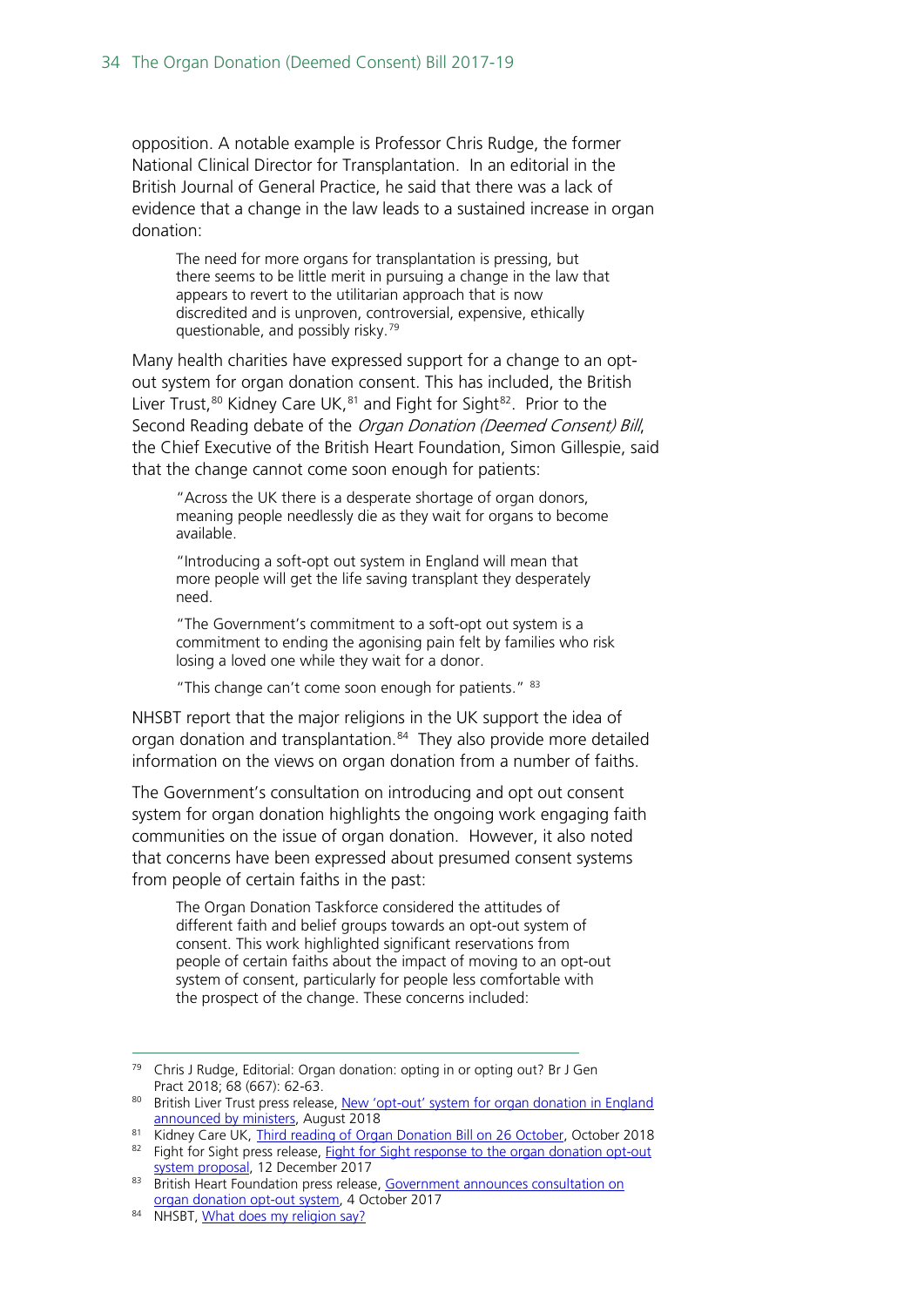opposition. A notable example is Professor Chris Rudge, the former National Clinical Director for Transplantation. In an editorial in the British Journal of General Practice, he said that there was a lack of evidence that a change in the law leads to a sustained increase in organ donation:

> The need for more organs for transplantation is pressing, but there seems to be little merit in pursuing a change in the law that appears to revert to the utilitarian approach that is now discredited and is unproven, controversial, expensive, ethically questionable, and possibly risky.[79]

Many health charities have expressed support for a change to an opt-out system for organ donation consent. This has included, the British Liver Trust,[80] Kidney Care UK,[81] and Fight for Sight[82]. Prior to the Second Reading debate of the *Organ Donation (Deemed Consent) Bill*, the Chief Executive of the British Heart Foundation, Simon Gillespie, said that the change cannot come soon enough for patients:

> "Across the UK there is a desperate shortage of organ donors, meaning people needlessly die as they wait for organs to become available.
>
> "Introducing a soft-opt out system in England will mean that more people will get the life saving transplant they desperately need.
>
> "The Government's commitment to a soft-opt out system is a commitment to ending the agonising pain felt by families who risk losing a loved one while they wait for a donor.
>
> "This change can't come soon enough for patients." [83]

NHSBT report that the major religions in the UK support the idea of organ donation and transplantation.[84] They also provide more detailed information on the views on organ donation from a number of faiths.

The Government's consultation on introducing and opt out consent system for organ donation highlights the ongoing work engaging faith communities on the issue of organ donation. However, it also noted that concerns have been expressed about presumed consent systems from people of certain faiths in the past:

> The Organ Donation Taskforce considered the attitudes of different faith and belief groups towards an opt-out system of consent. This work highlighted significant reservations from people of certain faiths about the impact of moving to an opt-out system of consent, particularly for people less comfortable with the prospect of the change. These concerns included:

---

[79] Chris J Rudge, Editorial: Organ donation: opting in or opting out? Br J Gen Pract 2018; 68 (667): 62-63.

[80] British Liver Trust press release, New 'opt-out' system for organ donation in England announced by ministers, August 2018

[81] Kidney Care UK, Third reading of Organ Donation Bill on 26 October, October 2018

[82] Fight for Sight press release, Fight for Sight response to the organ donation opt-out system proposal, 12 December 2017

[83] British Heart Foundation press release, Government announces consultation on organ donation opt-out system, 4 October 2017

[84] NHSBT, What does my religion say?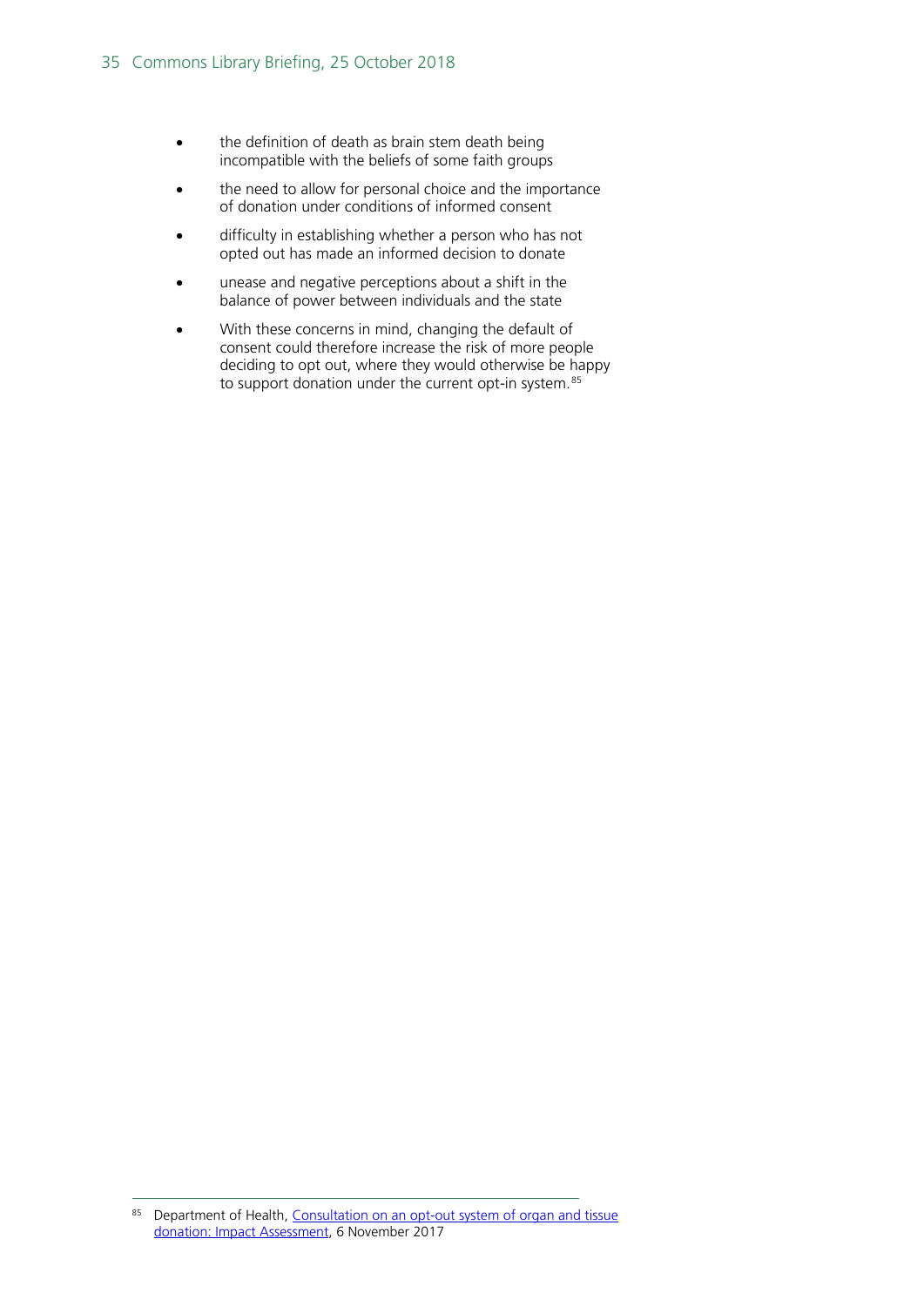- the definition of death as brain stem death being incompatible with the beliefs of some faith groups
- the need to allow for personal choice and the importance of donation under conditions of informed consent
- difficulty in establishing whether a person who has not opted out has made an informed decision to donate
- unease and negative perceptions about a shift in the balance of power between individuals and the state
- With these concerns in mind, changing the default of consent could therefore increase the risk of more people deciding to opt out, where they would otherwise be happy to support donation under the current opt-in system.[85]

---

[85] Department of Health, Consultation on an opt-out system of organ and tissue donation: Impact Assessment, 6 November 2017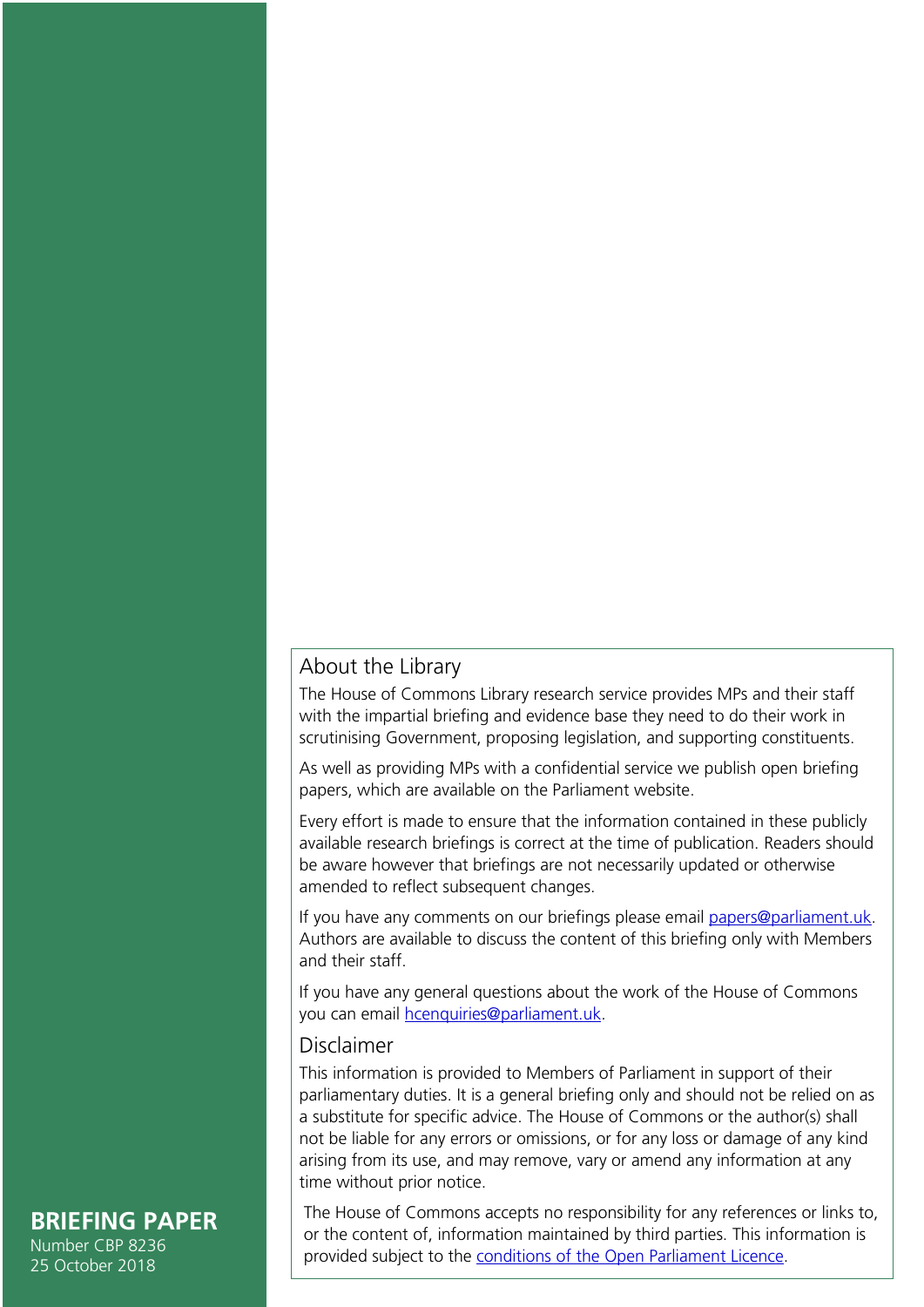## About the Library

The House of Commons Library research service provides MPs and their staff with the impartial briefing and evidence base they need to do their work in scrutinising Government, proposing legislation, and supporting constituents.

As well as providing MPs with a confidential service we publish open briefing papers, which are available on the Parliament website.

Every effort is made to ensure that the information contained in these publicly available research briefings is correct at the time of publication. Readers should be aware however that briefings are not necessarily updated or otherwise amended to reflect subsequent changes.

If you have any comments on our briefings please email papers@parliament.uk. Authors are available to discuss the content of this briefing only with Members and their staff.

If you have any general questions about the work of the House of Commons you can email hcenquiries@parliament.uk.

## Disclaimer

This information is provided to Members of Parliament in support of their parliamentary duties. It is a general briefing only and should not be relied on as a substitute for specific advice. The House of Commons or the author(s) shall not be liable for any errors or omissions, or for any loss or damage of any kind arising from its use, and may remove, vary or amend any information at any time without prior notice.

The House of Commons accepts no responsibility for any references or links to, or the content of, information maintained by third parties. This information is provided subject to the conditions of the Open Parliament Licence.

**BRIEFING PAPER**
Number CBP 8236
25 October 2018